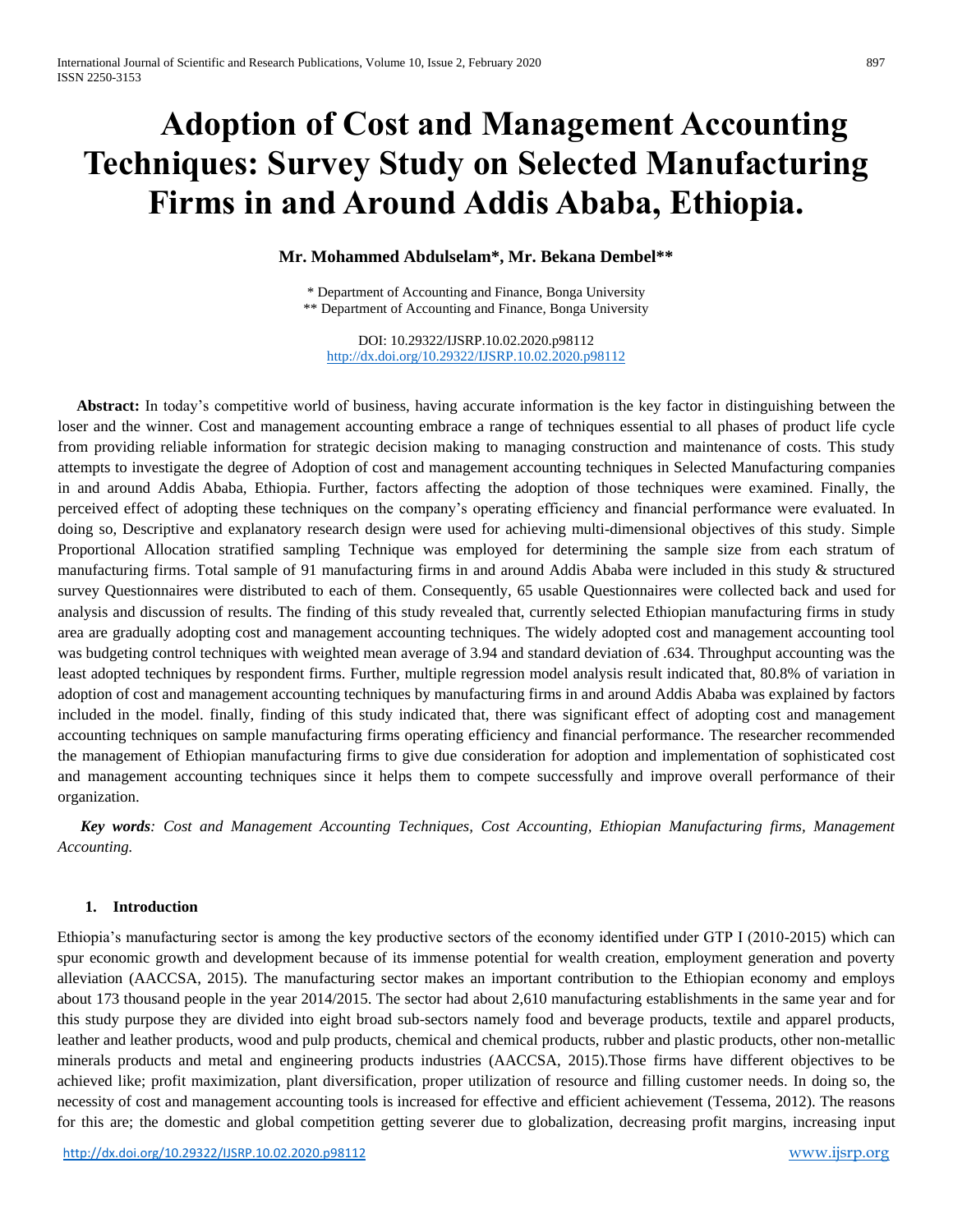# Adoption of Cost and Management Accounting Techniques: Survey Study on Selected Manufacturing Firms in and Around Addis Ababa, Ethiopia.

**Mr. Mohammed Abdulselam\*, Mr. Bekana Dembel\*\***

\* Department of Accounting and Finance, Bonga University
\*\* Department of Accounting and Finance, Bonga University

DOI: 10.29322/IJSRP.10.02.2020.p98112
http://dx.doi.org/10.29322/IJSRP.10.02.2020.p98112

**Abstract:** In today's competitive world of business, having accurate information is the key factor in distinguishing between the loser and the winner. Cost and management accounting embrace a range of techniques essential to all phases of product life cycle from providing reliable information for strategic decision making to managing construction and maintenance of costs. This study attempts to investigate the degree of Adoption of cost and management accounting techniques in Selected Manufacturing companies in and around Addis Ababa, Ethiopia. Further, factors affecting the adoption of those techniques were examined. Finally, the perceived effect of adopting these techniques on the company's operating efficiency and financial performance were evaluated. In doing so, Descriptive and explanatory research design were used for achieving multi-dimensional objectives of this study. Simple Proportional Allocation stratified sampling Technique was employed for determining the sample size from each stratum of manufacturing firms. Total sample of 91 manufacturing firms in and around Addis Ababa were included in this study & structured survey Questionnaires were distributed to each of them. Consequently, 65 usable Questionnaires were collected back and used for analysis and discussion of results. The finding of this study revealed that, currently selected Ethiopian manufacturing firms in study area are gradually adopting cost and management accounting techniques. The widely adopted cost and management accounting tool was budgeting control techniques with weighted mean average of 3.94 and standard deviation of .634. Throughput accounting was the least adopted techniques by respondent firms. Further, multiple regression model analysis result indicated that, 80.8% of variation in adoption of cost and management accounting techniques by manufacturing firms in and around Addis Ababa was explained by factors included in the model. finally, finding of this study indicated that, there was significant effect of adopting cost and management accounting techniques on sample manufacturing firms operating efficiency and financial performance. The researcher recommended the management of Ethiopian manufacturing firms to give due consideration for adoption and implementation of sophisticated cost and management accounting techniques since it helps them to compete successfully and improve overall performance of their organization.

***Key words**: Cost and Management Accounting Techniques, Cost Accounting, Ethiopian Manufacturing firms, Management Accounting.*

## 1. Introduction

Ethiopia's manufacturing sector is among the key productive sectors of the economy identified under GTP I (2010-2015) which can spur economic growth and development because of its immense potential for wealth creation, employment generation and poverty alleviation (AACCSA, 2015). The manufacturing sector makes an important contribution to the Ethiopian economy and employs about 173 thousand people in the year 2014/2015. The sector had about 2,610 manufacturing establishments in the same year and for this study purpose they are divided into eight broad sub-sectors namely food and beverage products, textile and apparel products, leather and leather products, wood and pulp products, chemical and chemical products, rubber and plastic products, other non-metallic minerals products and metal and engineering products industries (AACCSA, 2015).Those firms have different objectives to be achieved like; profit maximization, plant diversification, proper utilization of resource and filling customer needs. In doing so, the necessity of cost and management accounting tools is increased for effective and efficient achievement (Tessema, 2012). The reasons for this are; the domestic and global competition getting severer due to globalization, decreasing profit margins, increasing input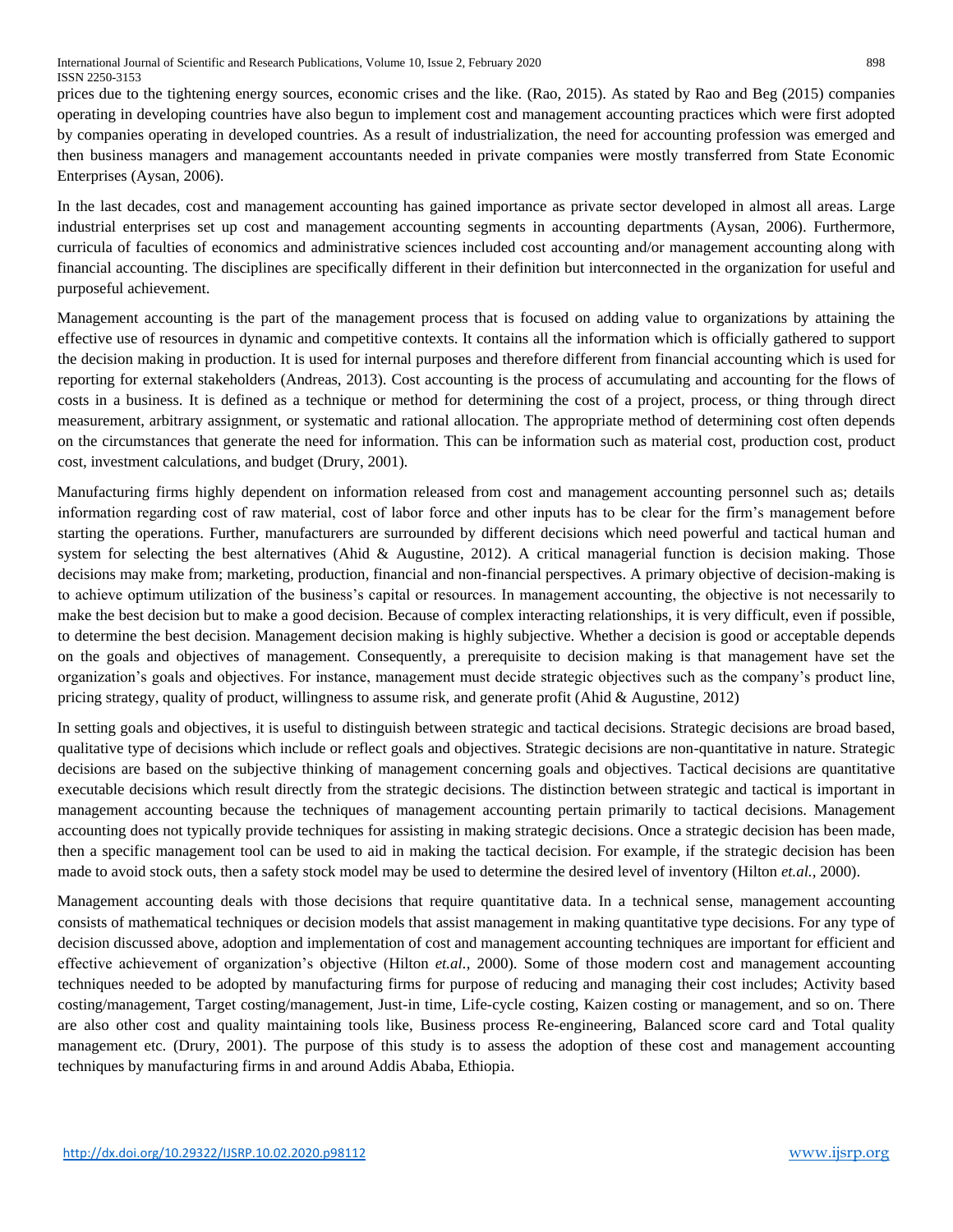prices due to the tightening energy sources, economic crises and the like. (Rao, 2015). As stated by Rao and Beg (2015) companies operating in developing countries have also begun to implement cost and management accounting practices which were first adopted by companies operating in developed countries. As a result of industrialization, the need for accounting profession was emerged and then business managers and management accountants needed in private companies were mostly transferred from State Economic Enterprises (Aysan, 2006).

In the last decades, cost and management accounting has gained importance as private sector developed in almost all areas. Large industrial enterprises set up cost and management accounting segments in accounting departments (Aysan, 2006). Furthermore, curricula of faculties of economics and administrative sciences included cost accounting and/or management accounting along with financial accounting. The disciplines are specifically different in their definition but interconnected in the organization for useful and purposeful achievement.

Management accounting is the part of the management process that is focused on adding value to organizations by attaining the effective use of resources in dynamic and competitive contexts. It contains all the information which is officially gathered to support the decision making in production. It is used for internal purposes and therefore different from financial accounting which is used for reporting for external stakeholders (Andreas, 2013). Cost accounting is the process of accumulating and accounting for the flows of costs in a business. It is defined as a technique or method for determining the cost of a project, process, or thing through direct measurement, arbitrary assignment, or systematic and rational allocation. The appropriate method of determining cost often depends on the circumstances that generate the need for information. This can be information such as material cost, production cost, product cost, investment calculations, and budget (Drury, 2001).

Manufacturing firms highly dependent on information released from cost and management accounting personnel such as; details information regarding cost of raw material, cost of labor force and other inputs has to be clear for the firm's management before starting the operations. Further, manufacturers are surrounded by different decisions which need powerful and tactical human and system for selecting the best alternatives (Ahid & Augustine, 2012). A critical managerial function is decision making. Those decisions may make from; marketing, production, financial and non-financial perspectives. A primary objective of decision-making is to achieve optimum utilization of the business's capital or resources. In management accounting, the objective is not necessarily to make the best decision but to make a good decision. Because of complex interacting relationships, it is very difficult, even if possible, to determine the best decision. Management decision making is highly subjective. Whether a decision is good or acceptable depends on the goals and objectives of management. Consequently, a prerequisite to decision making is that management have set the organization's goals and objectives. For instance, management must decide strategic objectives such as the company's product line, pricing strategy, quality of product, willingness to assume risk, and generate profit (Ahid & Augustine, 2012)

In setting goals and objectives, it is useful to distinguish between strategic and tactical decisions. Strategic decisions are broad based, qualitative type of decisions which include or reflect goals and objectives. Strategic decisions are non-quantitative in nature. Strategic decisions are based on the subjective thinking of management concerning goals and objectives. Tactical decisions are quantitative executable decisions which result directly from the strategic decisions. The distinction between strategic and tactical is important in management accounting because the techniques of management accounting pertain primarily to tactical decisions. Management accounting does not typically provide techniques for assisting in making strategic decisions. Once a strategic decision has been made, then a specific management tool can be used to aid in making the tactical decision. For example, if the strategic decision has been made to avoid stock outs, then a safety stock model may be used to determine the desired level of inventory (Hilton *et.al.*, 2000).

Management accounting deals with those decisions that require quantitative data. In a technical sense, management accounting consists of mathematical techniques or decision models that assist management in making quantitative type decisions. For any type of decision discussed above, adoption and implementation of cost and management accounting techniques are important for efficient and effective achievement of organization's objective (Hilton *et.al.*, 2000). Some of those modern cost and management accounting techniques needed to be adopted by manufacturing firms for purpose of reducing and managing their cost includes; Activity based costing/management, Target costing/management, Just-in time, Life-cycle costing, Kaizen costing or management, and so on. There are also other cost and quality maintaining tools like, Business process Re-engineering, Balanced score card and Total quality management etc. (Drury, 2001). The purpose of this study is to assess the adoption of these cost and management accounting techniques by manufacturing firms in and around Addis Ababa, Ethiopia.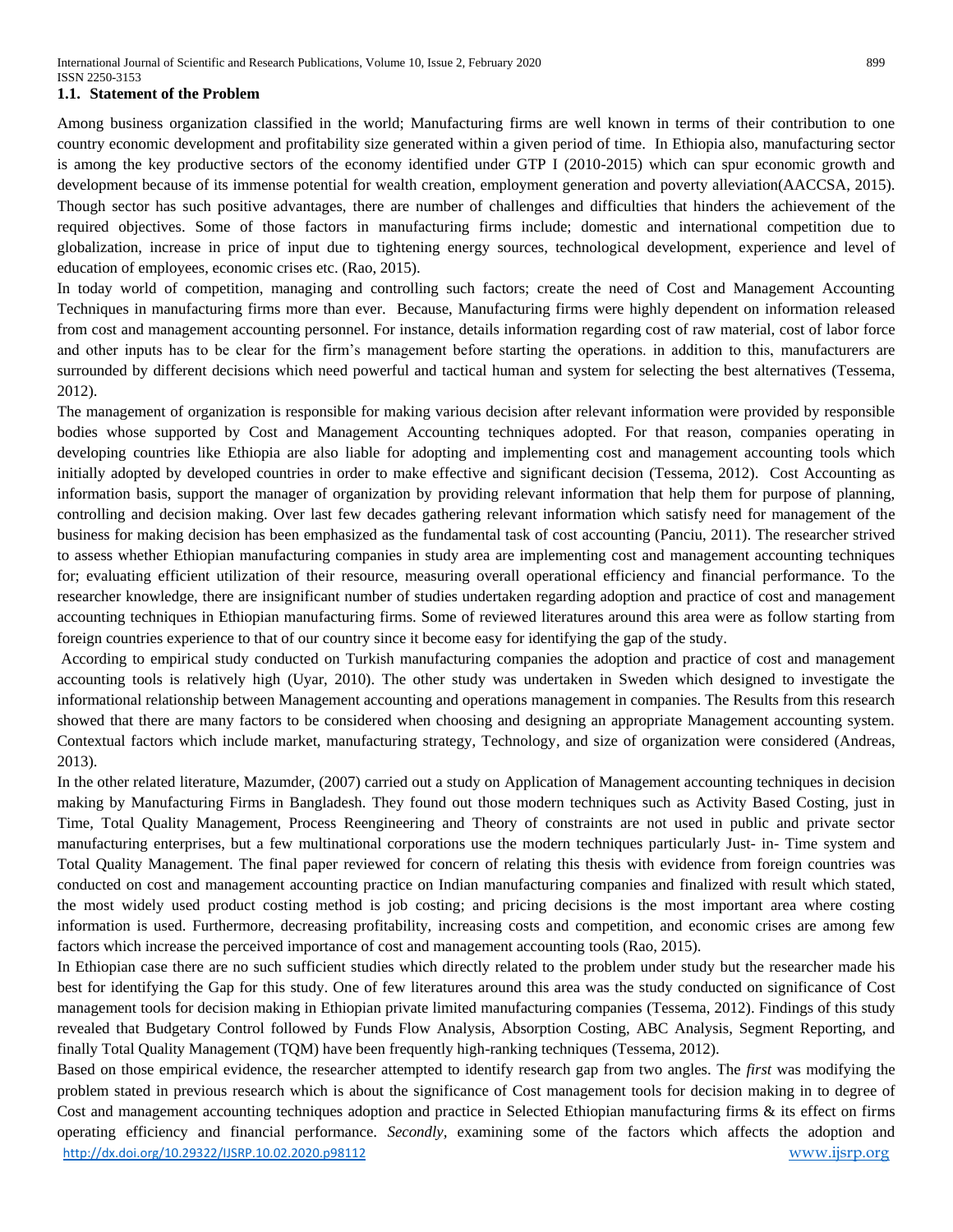### 1.1. Statement of the Problem

Among business organization classified in the world; Manufacturing firms are well known in terms of their contribution to one country economic development and profitability size generated within a given period of time. In Ethiopia also, manufacturing sector is among the key productive sectors of the economy identified under GTP I (2010-2015) which can spur economic growth and development because of its immense potential for wealth creation, employment generation and poverty alleviation(AACCSA, 2015). Though sector has such positive advantages, there are number of challenges and difficulties that hinders the achievement of the required objectives. Some of those factors in manufacturing firms include; domestic and international competition due to globalization, increase in price of input due to tightening energy sources, technological development, experience and level of education of employees, economic crises etc. (Rao, 2015).

In today world of competition, managing and controlling such factors; create the need of Cost and Management Accounting Techniques in manufacturing firms more than ever. Because, Manufacturing firms were highly dependent on information released from cost and management accounting personnel. For instance, details information regarding cost of raw material, cost of labor force and other inputs has to be clear for the firm's management before starting the operations. in addition to this, manufacturers are surrounded by different decisions which need powerful and tactical human and system for selecting the best alternatives (Tessema, 2012).

The management of organization is responsible for making various decision after relevant information were provided by responsible bodies whose supported by Cost and Management Accounting techniques adopted. For that reason, companies operating in developing countries like Ethiopia are also liable for adopting and implementing cost and management accounting tools which initially adopted by developed countries in order to make effective and significant decision (Tessema, 2012). Cost Accounting as information basis, support the manager of organization by providing relevant information that help them for purpose of planning, controlling and decision making. Over last few decades gathering relevant information which satisfy need for management of the business for making decision has been emphasized as the fundamental task of cost accounting (Panciu, 2011). The researcher strived to assess whether Ethiopian manufacturing companies in study area are implementing cost and management accounting techniques for; evaluating efficient utilization of their resource, measuring overall operational efficiency and financial performance. To the researcher knowledge, there are insignificant number of studies undertaken regarding adoption and practice of cost and management accounting techniques in Ethiopian manufacturing firms. Some of reviewed literatures around this area were as follow starting from foreign countries experience to that of our country since it become easy for identifying the gap of the study.

According to empirical study conducted on Turkish manufacturing companies the adoption and practice of cost and management accounting tools is relatively high (Uyar, 2010). The other study was undertaken in Sweden which designed to investigate the informational relationship between Management accounting and operations management in companies. The Results from this research showed that there are many factors to be considered when choosing and designing an appropriate Management accounting system. Contextual factors which include market, manufacturing strategy, Technology, and size of organization were considered (Andreas, 2013).

In the other related literature, Mazumder, (2007) carried out a study on Application of Management accounting techniques in decision making by Manufacturing Firms in Bangladesh. They found out those modern techniques such as Activity Based Costing, just in Time, Total Quality Management, Process Reengineering and Theory of constraints are not used in public and private sector manufacturing enterprises, but a few multinational corporations use the modern techniques particularly Just- in- Time system and Total Quality Management. The final paper reviewed for concern of relating this thesis with evidence from foreign countries was conducted on cost and management accounting practice on Indian manufacturing companies and finalized with result which stated, the most widely used product costing method is job costing; and pricing decisions is the most important area where costing information is used. Furthermore, decreasing profitability, increasing costs and competition, and economic crises are among few factors which increase the perceived importance of cost and management accounting tools (Rao, 2015).

In Ethiopian case there are no such sufficient studies which directly related to the problem under study but the researcher made his best for identifying the Gap for this study. One of few literatures around this area was the study conducted on significance of Cost management tools for decision making in Ethiopian private limited manufacturing companies (Tessema, 2012). Findings of this study revealed that Budgetary Control followed by Funds Flow Analysis, Absorption Costing, ABC Analysis, Segment Reporting, and finally Total Quality Management (TQM) have been frequently high-ranking techniques (Tessema, 2012).

Based on those empirical evidence, the researcher attempted to identify research gap from two angles. The *first* was modifying the problem stated in previous research which is about the significance of Cost management tools for decision making in to degree of Cost and management accounting techniques adoption and practice in Selected Ethiopian manufacturing firms & its effect on firms operating efficiency and financial performance. *Secondly,* examining some of the factors which affects the adoption and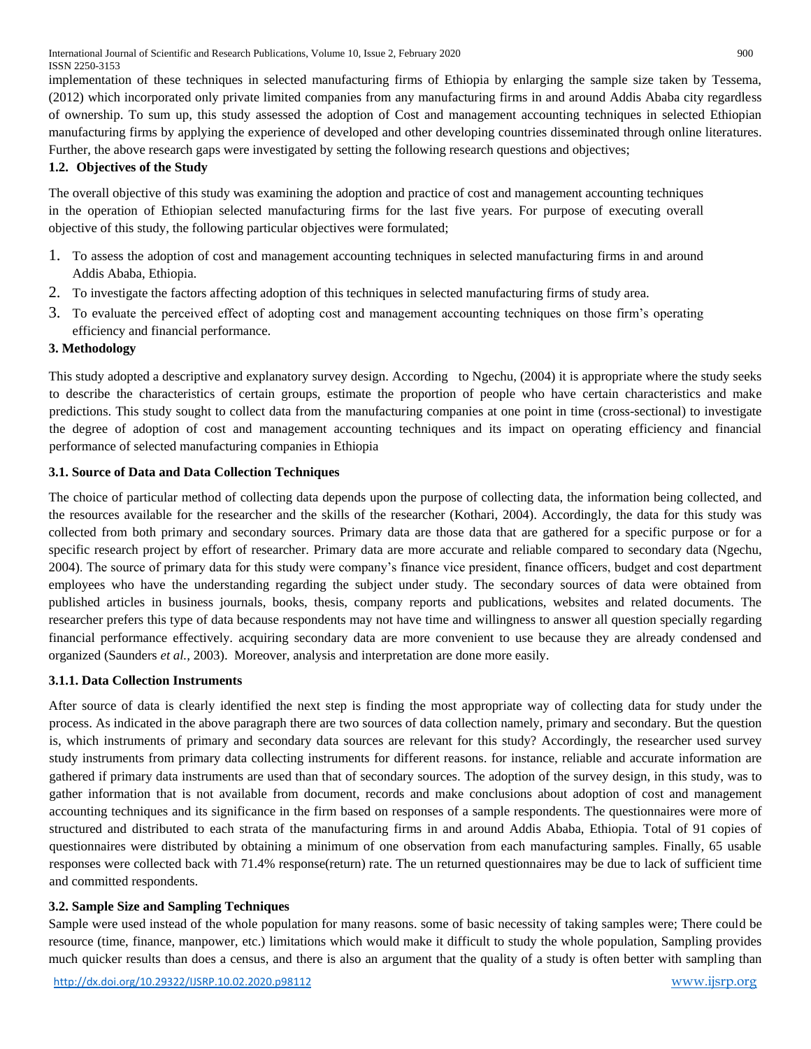implementation of these techniques in selected manufacturing firms of Ethiopia by enlarging the sample size taken by Tessema, (2012) which incorporated only private limited companies from any manufacturing firms in and around Addis Ababa city regardless of ownership. To sum up, this study assessed the adoption of Cost and management accounting techniques in selected Ethiopian manufacturing firms by applying the experience of developed and other developing countries disseminated through online literatures. Further, the above research gaps were investigated by setting the following research questions and objectives;

### 1.2. Objectives of the Study

The overall objective of this study was examining the adoption and practice of cost and management accounting techniques in the operation of Ethiopian selected manufacturing firms for the last five years. For purpose of executing overall objective of this study, the following particular objectives were formulated;

1. To assess the adoption of cost and management accounting techniques in selected manufacturing firms in and around Addis Ababa, Ethiopia.
2. To investigate the factors affecting adoption of this techniques in selected manufacturing firms of study area.
3. To evaluate the perceived effect of adopting cost and management accounting techniques on those firm's operating efficiency and financial performance.

## 3. Methodology

This study adopted a descriptive and explanatory survey design. According to Ngechu, (2004) it is appropriate where the study seeks to describe the characteristics of certain groups, estimate the proportion of people who have certain characteristics and make predictions. This study sought to collect data from the manufacturing companies at one point in time (cross-sectional) to investigate the degree of adoption of cost and management accounting techniques and its impact on operating efficiency and financial performance of selected manufacturing companies in Ethiopia

### 3.1. Source of Data and Data Collection Techniques

The choice of particular method of collecting data depends upon the purpose of collecting data, the information being collected, and the resources available for the researcher and the skills of the researcher (Kothari, 2004). Accordingly, the data for this study was collected from both primary and secondary sources. Primary data are those data that are gathered for a specific purpose or for a specific research project by effort of researcher. Primary data are more accurate and reliable compared to secondary data (Ngechu, 2004). The source of primary data for this study were company's finance vice president, finance officers, budget and cost department employees who have the understanding regarding the subject under study. The secondary sources of data were obtained from published articles in business journals, books, thesis, company reports and publications, websites and related documents. The researcher prefers this type of data because respondents may not have time and willingness to answer all question specially regarding financial performance effectively. acquiring secondary data are more convenient to use because they are already condensed and organized (Saunders *et al.*, 2003). Moreover, analysis and interpretation are done more easily.

#### 3.1.1. Data Collection Instruments

After source of data is clearly identified the next step is finding the most appropriate way of collecting data for study under the process. As indicated in the above paragraph there are two sources of data collection namely, primary and secondary. But the question is, which instruments of primary and secondary data sources are relevant for this study? Accordingly, the researcher used survey study instruments from primary data collecting instruments for different reasons. for instance, reliable and accurate information are gathered if primary data instruments are used than that of secondary sources. The adoption of the survey design, in this study, was to gather information that is not available from document, records and make conclusions about adoption of cost and management accounting techniques and its significance in the firm based on responses of a sample respondents. The questionnaires were more of structured and distributed to each strata of the manufacturing firms in and around Addis Ababa, Ethiopia. Total of 91 copies of questionnaires were distributed by obtaining a minimum of one observation from each manufacturing samples. Finally, 65 usable responses were collected back with 71.4% response(return) rate. The un returned questionnaires may be due to lack of sufficient time and committed respondents.

### 3.2. Sample Size and Sampling Techniques

Sample were used instead of the whole population for many reasons. some of basic necessity of taking samples were; There could be resource (time, finance, manpower, etc.) limitations which would make it difficult to study the whole population, Sampling provides much quicker results than does a census, and there is also an argument that the quality of a study is often better with sampling than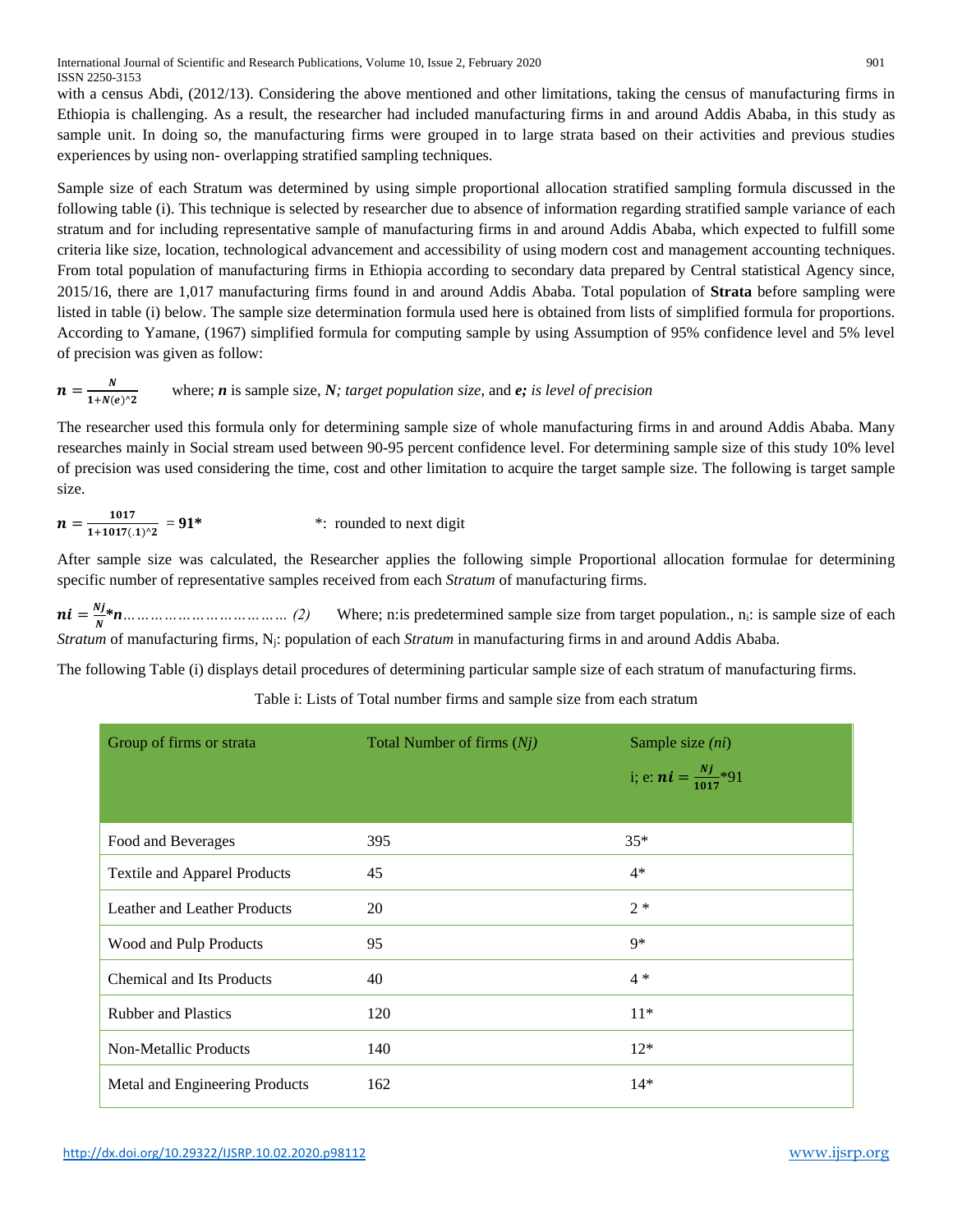with a census Abdi, (2012/13). Considering the above mentioned and other limitations, taking the census of manufacturing firms in Ethiopia is challenging. As a result, the researcher had included manufacturing firms in and around Addis Ababa, in this study as sample unit. In doing so, the manufacturing firms were grouped in to large strata based on their activities and previous studies experiences by using non- overlapping stratified sampling techniques.

Sample size of each Stratum was determined by using simple proportional allocation stratified sampling formula discussed in the following table (i). This technique is selected by researcher due to absence of information regarding stratified sample variance of each stratum and for including representative sample of manufacturing firms in and around Addis Ababa, which expected to fulfill some criteria like size, location, technological advancement and accessibility of using modern cost and management accounting techniques. From total population of manufacturing firms in Ethiopia according to secondary data prepared by Central statistical Agency since, 2015/16, there are 1,017 manufacturing firms found in and around Addis Ababa. Total population of **Strata** before sampling were listed in table (i) below. The sample size determination formula used here is obtained from lists of simplified formula for proportions. According to Yamane, (1967) simplified formula for computing sample by using Assumption of 95% confidence level and 5% level of precision was given as follow:

$$n = \frac{N}{1+N(e)^2}$$

where; ***n*** is sample size, ***N****; target population size*, and ***e****; is level of precision*

The researcher used this formula only for determining sample size of whole manufacturing firms in and around Addis Ababa. Many researches mainly in Social stream used between 90-95 percent confidence level. For determining sample size of this study 10% level of precision was used considering the time, cost and other limitation to acquire the target sample size. The following is target sample size.

$$n = \frac{1017}{1+1017(.1)^2} = \mathbf{91^*}$$

*: rounded to next digit

After sample size was calculated, the Researcher applies the following simple Proportional allocation formulae for determining specific number of representative samples received from each *Stratum* of manufacturing firms.

$$ni = \frac{Nj}{N} * n \quad \text{……………………………… (2)}$$

Where; n:is predetermined sample size from target population., $n_i$: is sample size of each *Stratum* of manufacturing firms, $N_j$: population of each *Stratum* in manufacturing firms in and around Addis Ababa.

The following Table (i) displays detail procedures of determining particular sample size of each stratum of manufacturing firms.

Table i: Lists of Total number firms and sample size from each stratum

| Group of firms or strata | Total Number of firms (*Nj*) | Sample size (*ni*) i; e: $ni = \frac{Nj}{1017}$*91 |
|---|---|---|
| Food and Beverages | 395 | 35* |
| Textile and Apparel Products | 45 | 4* |
| Leather and Leather Products | 20 | 2 * |
| Wood and Pulp Products | 95 | 9* |
| Chemical and Its Products | 40 | 4 * |
| Rubber and Plastics | 120 | 11* |
| Non-Metallic Products | 140 | 12* |
| Metal and Engineering Products | 162 | 14* |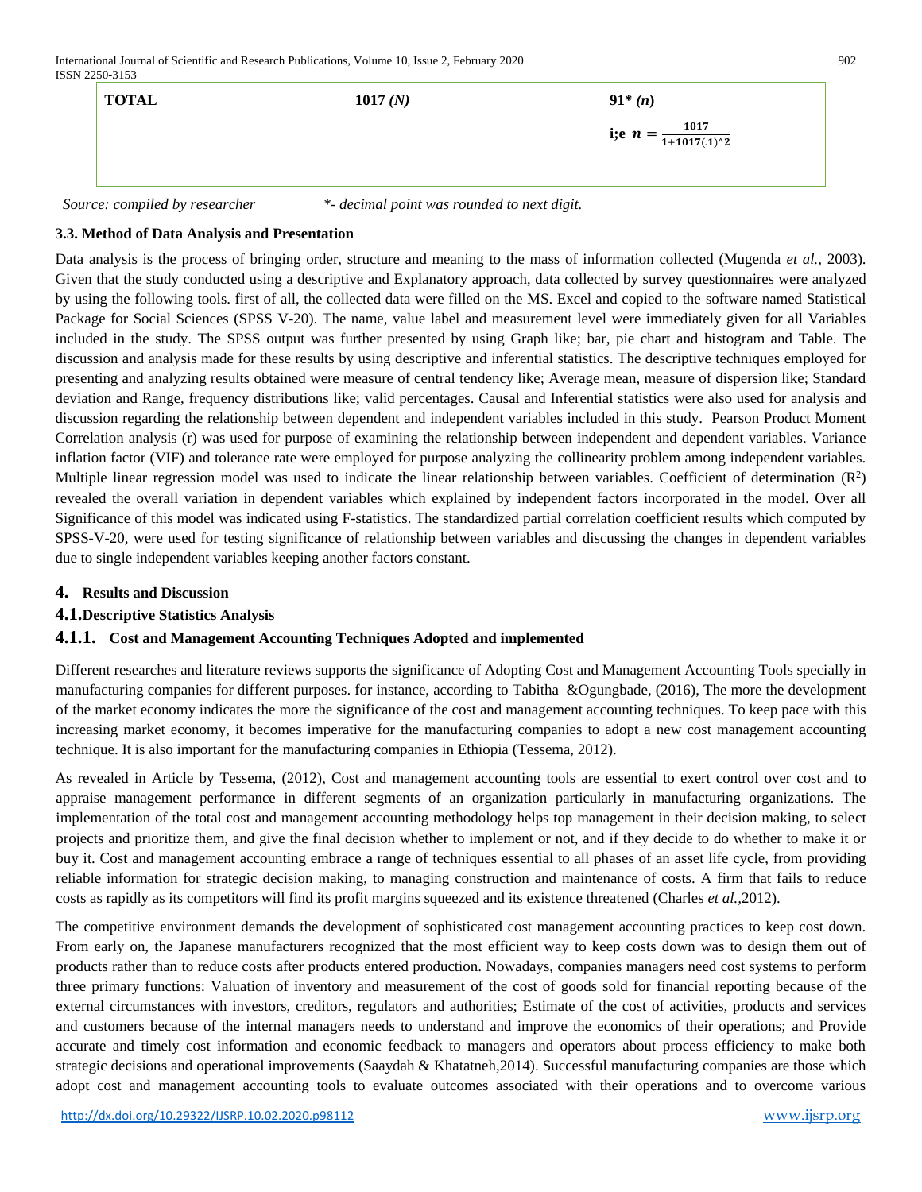| TOTAL | 1017 *(N)* | 91* *(n)* i;e $n = \frac{1017}{1+1017(.1)^2}$ |
|---|---|---|

*Source: compiled by researcher* *\*- decimal point was rounded to next digit.*

### 3.3. Method of Data Analysis and Presentation

Data analysis is the process of bringing order, structure and meaning to the mass of information collected (Mugenda *et al.,* 2003). Given that the study conducted using a descriptive and Explanatory approach, data collected by survey questionnaires were analyzed by using the following tools. first of all, the collected data were filled on the MS. Excel and copied to the software named Statistical Package for Social Sciences (SPSS V-20). The name, value label and measurement level were immediately given for all Variables included in the study. The SPSS output was further presented by using Graph like; bar, pie chart and histogram and Table. The discussion and analysis made for these results by using descriptive and inferential statistics. The descriptive techniques employed for presenting and analyzing results obtained were measure of central tendency like; Average mean, measure of dispersion like; Standard deviation and Range, frequency distributions like; valid percentages. Causal and Inferential statistics were also used for analysis and discussion regarding the relationship between dependent and independent variables included in this study. Pearson Product Moment Correlation analysis (r) was used for purpose of examining the relationship between independent and dependent variables. Variance inflation factor (VIF) and tolerance rate were employed for purpose analyzing the collinearity problem among independent variables. Multiple linear regression model was used to indicate the linear relationship between variables. Coefficient of determination ($R^2$) revealed the overall variation in dependent variables which explained by independent factors incorporated in the model. Over all Significance of this model was indicated using F-statistics. The standardized partial correlation coefficient results which computed by SPSS-V-20, were used for testing significance of relationship between variables and discussing the changes in dependent variables due to single independent variables keeping another factors constant.

## 4. Results and Discussion

### 4.1. Descriptive Statistics Analysis

#### 4.1.1. Cost and Management Accounting Techniques Adopted and implemented

Different researches and literature reviews supports the significance of Adopting Cost and Management Accounting Tools specially in manufacturing companies for different purposes. for instance, according to Tabitha &Ogungbade, (2016), The more the development of the market economy indicates the more the significance of the cost and management accounting techniques. To keep pace with this increasing market economy, it becomes imperative for the manufacturing companies to adopt a new cost management accounting technique. It is also important for the manufacturing companies in Ethiopia (Tessema, 2012).

As revealed in Article by Tessema, (2012), Cost and management accounting tools are essential to exert control over cost and to appraise management performance in different segments of an organization particularly in manufacturing organizations. The implementation of the total cost and management accounting methodology helps top management in their decision making, to select projects and prioritize them, and give the final decision whether to implement or not, and if they decide to do whether to make it or buy it. Cost and management accounting embrace a range of techniques essential to all phases of an asset life cycle, from providing reliable information for strategic decision making, to managing construction and maintenance of costs. A firm that fails to reduce costs as rapidly as its competitors will find its profit margins squeezed and its existence threatened (Charles *et al.,*2012).

The competitive environment demands the development of sophisticated cost management accounting practices to keep cost down. From early on, the Japanese manufacturers recognized that the most efficient way to keep costs down was to design them out of products rather than to reduce costs after products entered production. Nowadays, companies managers need cost systems to perform three primary functions: Valuation of inventory and measurement of the cost of goods sold for financial reporting because of the external circumstances with investors, creditors, regulators and authorities; Estimate of the cost of activities, products and services and customers because of the internal managers needs to understand and improve the economics of their operations; and Provide accurate and timely cost information and economic feedback to managers and operators about process efficiency to make both strategic decisions and operational improvements (Saaydah & Khatatneh,2014). Successful manufacturing companies are those which adopt cost and management accounting tools to evaluate outcomes associated with their operations and to overcome various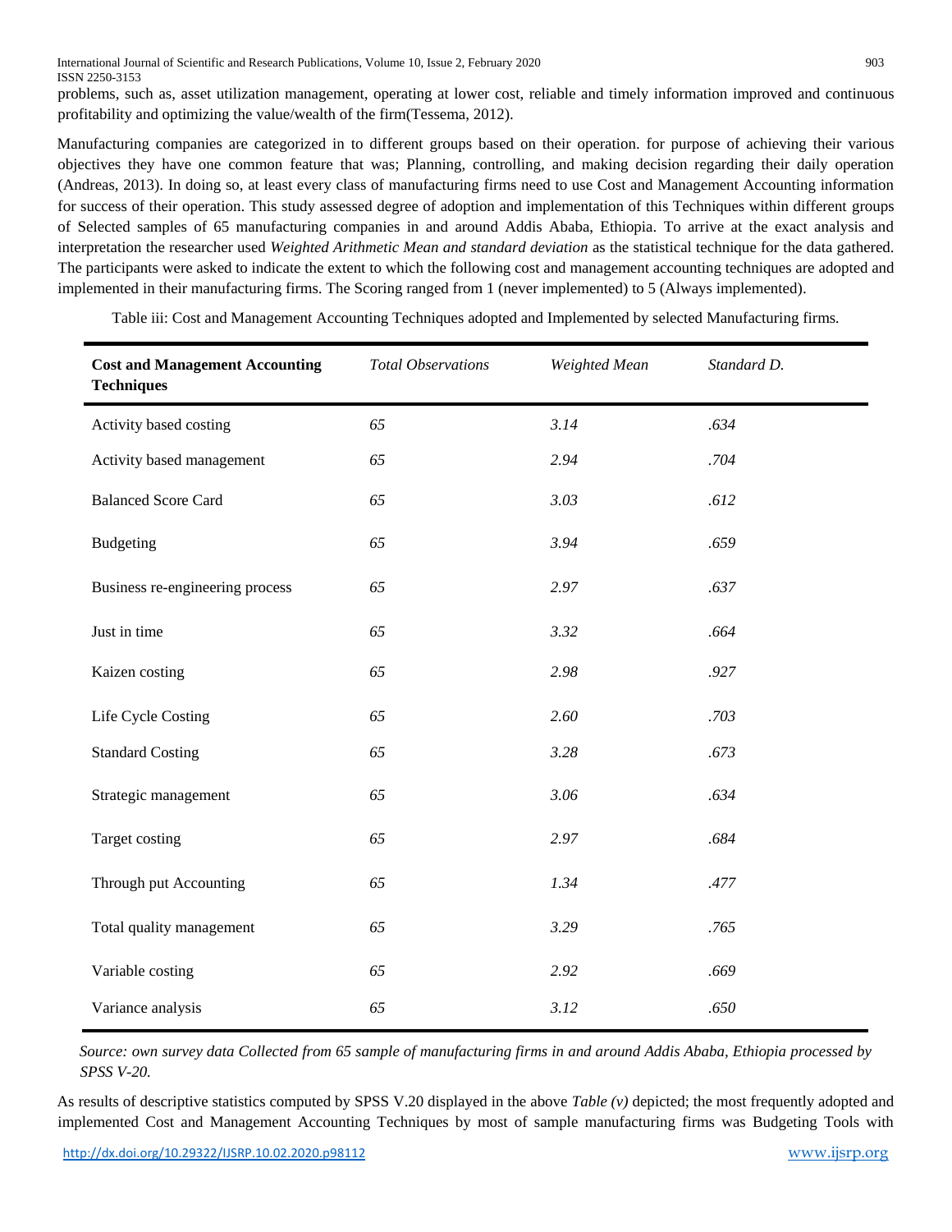problems, such as, asset utilization management, operating at lower cost, reliable and timely information improved and continuous profitability and optimizing the value/wealth of the firm(Tessema, 2012).

Manufacturing companies are categorized in to different groups based on their operation. for purpose of achieving their various objectives they have one common feature that was; Planning, controlling, and making decision regarding their daily operation (Andreas, 2013). In doing so, at least every class of manufacturing firms need to use Cost and Management Accounting information for success of their operation. This study assessed degree of adoption and implementation of this Techniques within different groups of Selected samples of 65 manufacturing companies in and around Addis Ababa, Ethiopia. To arrive at the exact analysis and interpretation the researcher used *Weighted Arithmetic Mean and standard deviation* as the statistical technique for the data gathered. The participants were asked to indicate the extent to which the following cost and management accounting techniques are adopted and implemented in their manufacturing firms. The Scoring ranged from 1 (never implemented) to 5 (Always implemented).

Table iii: Cost and Management Accounting Techniques adopted and Implemented by selected Manufacturing firms.

| **Cost and Management Accounting Techniques** | *Total Observations* | *Weighted Mean* | *Standard D.* |
|---|---|---|---|
| Activity based costing | *65* | *3.14* | *.634* |
| Activity based management | *65* | *2.94* | *.704* |
| Balanced Score Card | *65* | *3.03* | *.612* |
| Budgeting | *65* | *3.94* | *.659* |
| Business re-engineering process | *65* | *2.97* | *.637* |
| Just in time | *65* | *3.32* | *.664* |
| Kaizen costing | *65* | *2.98* | *.927* |
| Life Cycle Costing | *65* | *2.60* | *.703* |
| Standard Costing | *65* | *3.28* | *.673* |
| Strategic management | *65* | *3.06* | *.634* |
| Target costing | *65* | *2.97* | *.684* |
| Through put Accounting | *65* | *1.34* | *.477* |
| Total quality management | *65* | *3.29* | *.765* |
| Variable costing | *65* | *2.92* | *.669* |
| Variance analysis | *65* | *3.12* | *.650* |

*Source: own survey data Collected from 65 sample of manufacturing firms in and around Addis Ababa, Ethiopia processed by SPSS V-20.*

As results of descriptive statistics computed by SPSS V.20 displayed in the above *Table (v)* depicted; the most frequently adopted and implemented Cost and Management Accounting Techniques by most of sample manufacturing firms was Budgeting Tools with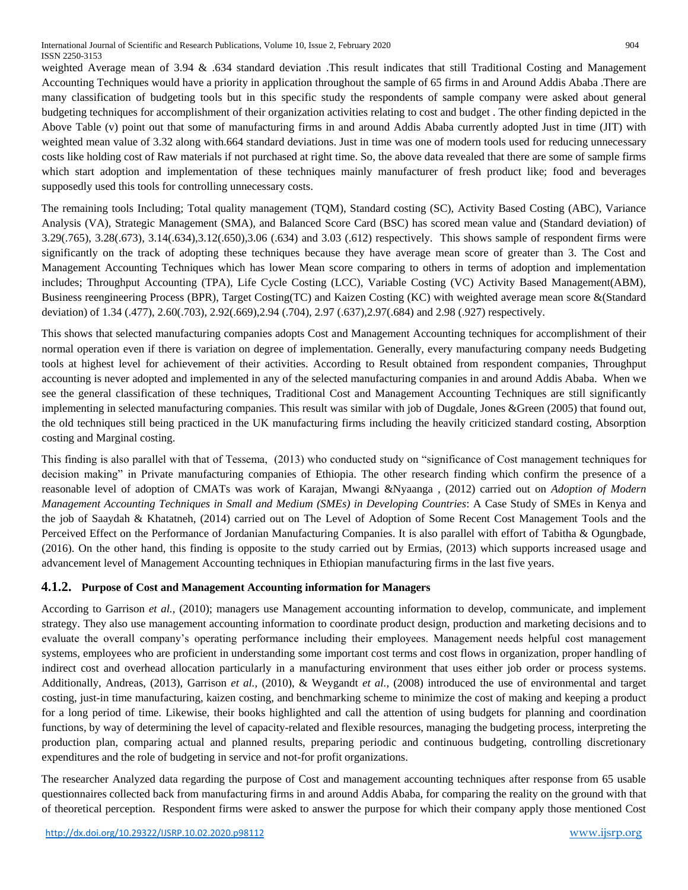weighted Average mean of 3.94 & .634 standard deviation .This result indicates that still Traditional Costing and Management Accounting Techniques would have a priority in application throughout the sample of 65 firms in and Around Addis Ababa .There are many classification of budgeting tools but in this specific study the respondents of sample company were asked about general budgeting techniques for accomplishment of their organization activities relating to cost and budget . The other finding depicted in the Above Table (v) point out that some of manufacturing firms in and around Addis Ababa currently adopted Just in time (JIT) with weighted mean value of 3.32 along with.664 standard deviations. Just in time was one of modern tools used for reducing unnecessary costs like holding cost of Raw materials if not purchased at right time. So, the above data revealed that there are some of sample firms which start adoption and implementation of these techniques mainly manufacturer of fresh product like; food and beverages supposedly used this tools for controlling unnecessary costs.

The remaining tools Including; Total quality management (TQM), Standard costing (SC), Activity Based Costing (ABC), Variance Analysis (VA), Strategic Management (SMA), and Balanced Score Card (BSC) has scored mean value and (Standard deviation) of 3.29(.765), 3.28(.673), 3.14(.634),3.12(.650),3.06 (.634) and 3.03 (.612) respectively. This shows sample of respondent firms were significantly on the track of adopting these techniques because they have average mean score of greater than 3. The Cost and Management Accounting Techniques which has lower Mean score comparing to others in terms of adoption and implementation includes; Throughput Accounting (TPA), Life Cycle Costing (LCC), Variable Costing (VC) Activity Based Management(ABM), Business reengineering Process (BPR), Target Costing(TC) and Kaizen Costing (KC) with weighted average mean score &(Standard deviation) of 1.34 (.477), 2.60(.703), 2.92(.669),2.94 (.704), 2.97 (.637),2.97(.684) and 2.98 (.927) respectively.

This shows that selected manufacturing companies adopts Cost and Management Accounting techniques for accomplishment of their normal operation even if there is variation on degree of implementation. Generally, every manufacturing company needs Budgeting tools at highest level for achievement of their activities. According to Result obtained from respondent companies, Throughput accounting is never adopted and implemented in any of the selected manufacturing companies in and around Addis Ababa. When we see the general classification of these techniques, Traditional Cost and Management Accounting Techniques are still significantly implementing in selected manufacturing companies. This result was similar with job of Dugdale, Jones &Green (2005) that found out, the old techniques still being practiced in the UK manufacturing firms including the heavily criticized standard costing, Absorption costing and Marginal costing.

This finding is also parallel with that of Tessema, (2013) who conducted study on "significance of Cost management techniques for decision making" in Private manufacturing companies of Ethiopia. The other research finding which confirm the presence of a reasonable level of adoption of CMATs was work of Karajan, Mwangi &Nyaanga , (2012) carried out on *Adoption of Modern Management Accounting Techniques in Small and Medium (SMEs) in Developing Countries*: A Case Study of SMEs in Kenya and the job of Saaydah & Khatatneh, (2014) carried out on The Level of Adoption of Some Recent Cost Management Tools and the Perceived Effect on the Performance of Jordanian Manufacturing Companies. It is also parallel with effort of Tabitha & Ogungbade, (2016). On the other hand, this finding is opposite to the study carried out by Ermias, (2013) which supports increased usage and advancement level of Management Accounting techniques in Ethiopian manufacturing firms in the last five years.

### 4.1.2. Purpose of Cost and Management Accounting information for Managers

According to Garrison *et al.*, (2010); managers use Management accounting information to develop, communicate, and implement strategy. They also use management accounting information to coordinate product design, production and marketing decisions and to evaluate the overall company's operating performance including their employees. Management needs helpful cost management systems, employees who are proficient in understanding some important cost terms and cost flows in organization, proper handling of indirect cost and overhead allocation particularly in a manufacturing environment that uses either job order or process systems. Additionally, Andreas, (2013), Garrison *et al.*, (2010), & Weygandt *et al.*, (2008) introduced the use of environmental and target costing, just-in time manufacturing, kaizen costing, and benchmarking scheme to minimize the cost of making and keeping a product for a long period of time. Likewise, their books highlighted and call the attention of using budgets for planning and coordination functions, by way of determining the level of capacity-related and flexible resources, managing the budgeting process, interpreting the production plan, comparing actual and planned results, preparing periodic and continuous budgeting, controlling discretionary expenditures and the role of budgeting in service and not-for profit organizations.

The researcher Analyzed data regarding the purpose of Cost and management accounting techniques after response from 65 usable questionnaires collected back from manufacturing firms in and around Addis Ababa, for comparing the reality on the ground with that of theoretical perception. Respondent firms were asked to answer the purpose for which their company apply those mentioned Cost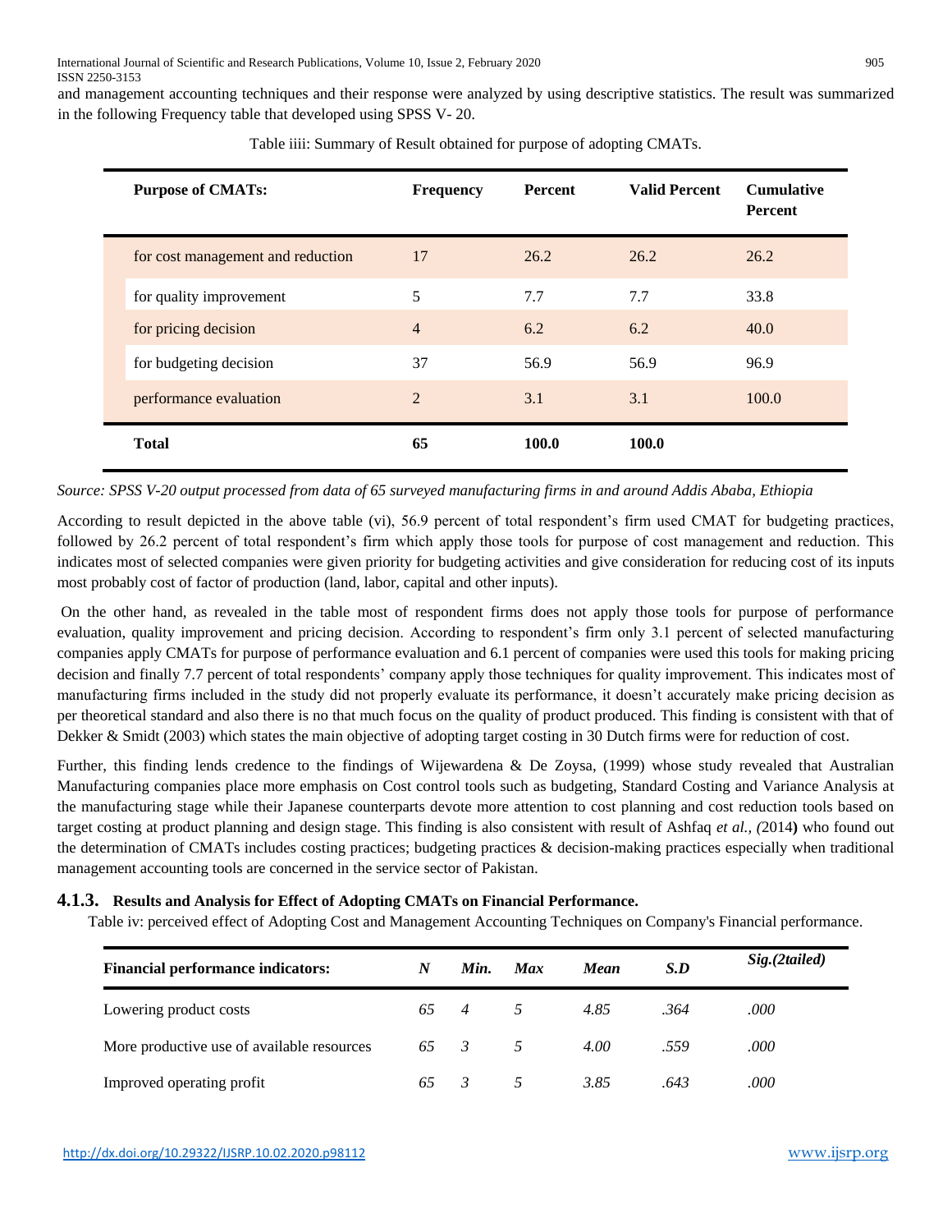and management accounting techniques and their response were analyzed by using descriptive statistics. The result was summarized in the following Frequency table that developed using SPSS V- 20.

Table iiii: Summary of Result obtained for purpose of adopting CMATs.

| Purpose of CMATs: | Frequency | Percent | Valid Percent | Cumulative Percent |
|---|---|---|---|---|
| for cost management and reduction | 17 | 26.2 | 26.2 | 26.2 |
| for quality improvement | 5 | 7.7 | 7.7 | 33.8 |
| for pricing decision | 4 | 6.2 | 6.2 | 40.0 |
| for budgeting decision | 37 | 56.9 | 56.9 | 96.9 |
| performance evaluation | 2 | 3.1 | 3.1 | 100.0 |
| **Total** | **65** | **100.0** | **100.0** | |

*Source: SPSS V-20 output processed from data of 65 surveyed manufacturing firms in and around Addis Ababa, Ethiopia*

According to result depicted in the above table (vi), 56.9 percent of total respondent's firm used CMAT for budgeting practices, followed by 26.2 percent of total respondent's firm which apply those tools for purpose of cost management and reduction. This indicates most of selected companies were given priority for budgeting activities and give consideration for reducing cost of its inputs most probably cost of factor of production (land, labor, capital and other inputs).

On the other hand, as revealed in the table most of respondent firms does not apply those tools for purpose of performance evaluation, quality improvement and pricing decision. According to respondent's firm only 3.1 percent of selected manufacturing companies apply CMATs for purpose of performance evaluation and 6.1 percent of companies were used this tools for making pricing decision and finally 7.7 percent of total respondents' company apply those techniques for quality improvement. This indicates most of manufacturing firms included in the study did not properly evaluate its performance, it doesn't accurately make pricing decision as per theoretical standard and also there is no that much focus on the quality of product produced. This finding is consistent with that of Dekker & Smidt (2003) which states the main objective of adopting target costing in 30 Dutch firms were for reduction of cost.

Further, this finding lends credence to the findings of Wijewardena & De Zoysa, (1999) whose study revealed that Australian Manufacturing companies place more emphasis on Cost control tools such as budgeting, Standard Costing and Variance Analysis at the manufacturing stage while their Japanese counterparts devote more attention to cost planning and cost reduction tools based on target costing at product planning and design stage. This finding is also consistent with result of Ashfaq *et al., (*2014**)** who found out the determination of CMATs includes costing practices; budgeting practices & decision-making practices especially when traditional management accounting tools are concerned in the service sector of Pakistan.

### 4.1.3. Results and Analysis for Effect of Adopting CMATs on Financial Performance.

Table iv: perceived effect of Adopting Cost and Management Accounting Techniques on Company's Financial performance.

| Financial performance indicators: | N | Min. | Max | Mean | S.D | Sig.(2tailed) |
|---|---|---|---|---|---|---|
| Lowering product costs | 65 | 4 | 5 | 4.85 | .364 | .000 |
| More productive use of available resources | 65 | 3 | 5 | 4.00 | .559 | .000 |
| Improved operating profit | 65 | 3 | 5 | 3.85 | .643 | .000 |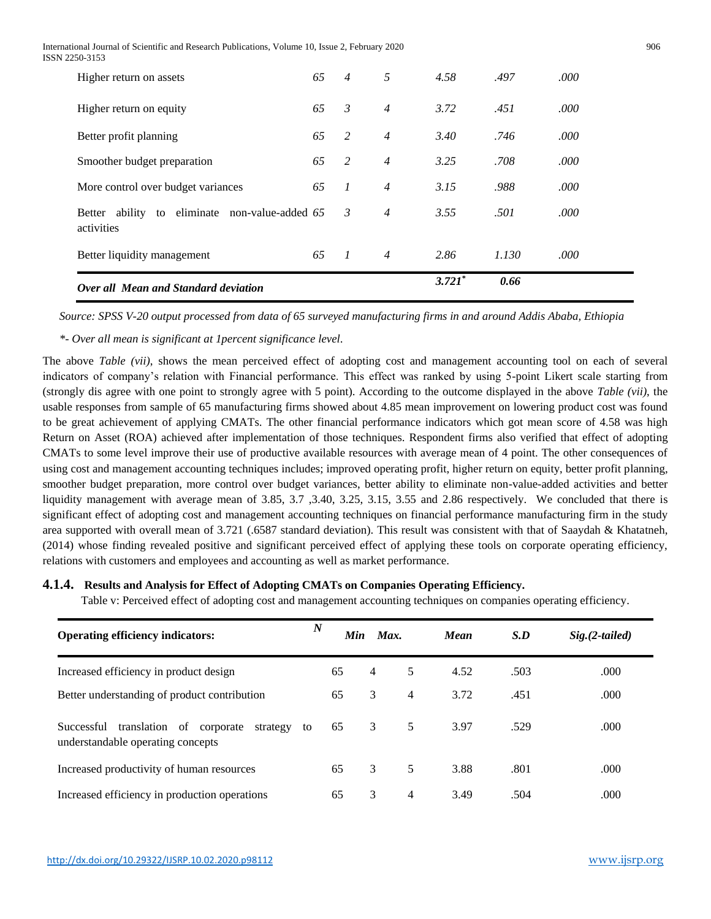| | | | | | | |
|---|---|---|---|---|---|---|
| Higher return on assets | 65 | 4 | 5 | 4.58 | .497 | .000 |
| Higher return on equity | 65 | 3 | 4 | 3.72 | .451 | .000 |
| Better profit planning | 65 | 2 | 4 | 3.40 | .746 | .000 |
| Smoother budget preparation | 65 | 2 | 4 | 3.25 | .708 | .000 |
| More control over budget variances | 65 | 1 | 4 | 3.15 | .988 | .000 |
| Better ability to eliminate non-value-added activities | 65 | 3 | 4 | 3.55 | .501 | .000 |
| Better liquidity management | 65 | 1 | 4 | 2.86 | 1.130 | .000 |
| ***Over all Mean and Standard deviation*** | | | | ***3.721**** | ***0.66*** | |

*Source: SPSS V-20 output processed from data of 65 surveyed manufacturing firms in and around Addis Ababa, Ethiopia*

**- Over all mean is significant at 1percent significance level.*

The above *Table (vii)*, shows the mean perceived effect of adopting cost and management accounting tool on each of several indicators of company's relation with Financial performance. This effect was ranked by using 5-point Likert scale starting from (strongly dis agree with one point to strongly agree with 5 point). According to the outcome displayed in the above *Table (vii)*, the usable responses from sample of 65 manufacturing firms showed about 4.85 mean improvement on lowering product cost was found to be great achievement of applying CMATs. The other financial performance indicators which got mean score of 4.58 was high Return on Asset (ROA) achieved after implementation of those techniques. Respondent firms also verified that effect of adopting CMATs to some level improve their use of productive available resources with average mean of 4 point. The other consequences of using cost and management accounting techniques includes; improved operating profit, higher return on equity, better profit planning, smoother budget preparation, more control over budget variances, better ability to eliminate non-value-added activities and better liquidity management with average mean of 3.85, 3.7 ,3.40, 3.25, 3.15, 3.55 and 2.86 respectively. We concluded that there is significant effect of adopting cost and management accounting techniques on financial performance manufacturing firm in the study area supported with overall mean of 3.721 (.6587 standard deviation). This result was consistent with that of Saaydah & Khatatneh, (2014) whose finding revealed positive and significant perceived effect of applying these tools on corporate operating efficiency, relations with customers and employees and accounting as well as market performance.

### 4.1.4. Results and Analysis for Effect of Adopting CMATs on Companies Operating Efficiency.

Table v: Perceived effect of adopting cost and management accounting techniques on companies operating efficiency.

| Operating efficiency indicators: | *N* | *Min* | *Max.* | *Mean* | *S.D* | *Sig.(2-tailed)* |
|---|---|---|---|---|---|---|
| Increased efficiency in product design | 65 | 4 | 5 | 4.52 | .503 | .000 |
| Better understanding of product contribution | 65 | 3 | 4 | 3.72 | .451 | .000 |
| Successful translation of corporate strategy to understandable operating concepts | 65 | 3 | 5 | 3.97 | .529 | .000 |
| Increased productivity of human resources | 65 | 3 | 5 | 3.88 | .801 | .000 |
| Increased efficiency in production operations | 65 | 3 | 4 | 3.49 | .504 | .000 |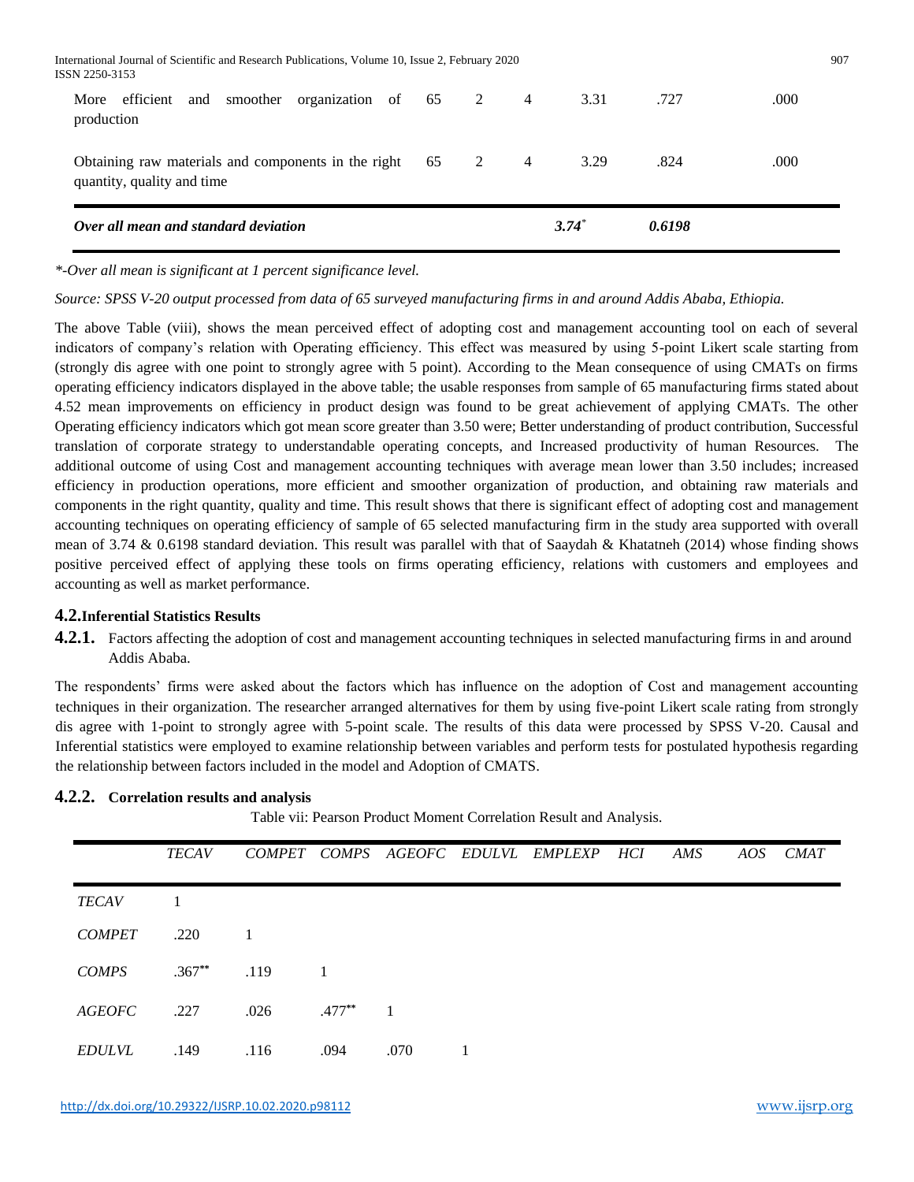| | | | | | | |
|---|---|---|---|---|---|---|
| More efficient and smoother organization of production | 65 | 2 | 4 | 3.31 | .727 | .000 |
| Obtaining raw materials and components in the right quantity, quality and time | 65 | 2 | 4 | 3.29 | .824 | .000 |
| ***Over all mean and standard deviation*** | | | | ***3.74**** | ***0.6198*** | |

*\*-Over all mean is significant at 1 percent significance level.*

*Source: SPSS V-20 output processed from data of 65 surveyed manufacturing firms in and around Addis Ababa, Ethiopia.*

The above Table (viii), shows the mean perceived effect of adopting cost and management accounting tool on each of several indicators of company's relation with Operating efficiency. This effect was measured by using 5-point Likert scale starting from (strongly dis agree with one point to strongly agree with 5 point). According to the Mean consequence of using CMATs on firms operating efficiency indicators displayed in the above table; the usable responses from sample of 65 manufacturing firms stated about 4.52 mean improvements on efficiency in product design was found to be great achievement of applying CMATs. The other Operating efficiency indicators which got mean score greater than 3.50 were; Better understanding of product contribution, Successful translation of corporate strategy to understandable operating concepts, and Increased productivity of human Resources. The additional outcome of using Cost and management accounting techniques with average mean lower than 3.50 includes; increased efficiency in production operations, more efficient and smoother organization of production, and obtaining raw materials and components in the right quantity, quality and time. This result shows that there is significant effect of adopting cost and management accounting techniques on operating efficiency of sample of 65 selected manufacturing firm in the study area supported with overall mean of 3.74 & 0.6198 standard deviation. This result was parallel with that of Saaydah & Khatatneh (2014) whose finding shows positive perceived effect of applying these tools on firms operating efficiency, relations with customers and employees and accounting as well as market performance.

## 4.2. Inferential Statistics Results

### 4.2.1. Factors affecting the adoption of cost and management accounting techniques in selected manufacturing firms in and around Addis Ababa.

The respondents' firms were asked about the factors which has influence on the adoption of Cost and management accounting techniques in their organization. The researcher arranged alternatives for them by using five-point Likert scale rating from strongly dis agree with 1-point to strongly agree with 5-point scale. The results of this data were processed by SPSS V-20. Causal and Inferential statistics were employed to examine relationship between variables and perform tests for postulated hypothesis regarding the relationship between factors included in the model and Adoption of CMATS.

### 4.2.2. Correlation results and analysis

Table vii: Pearson Product Moment Correlation Result and Analysis.

| | *TECAV* | *COMPET* | *COMPS* | *AGEOFC* | *EDULVL* | *EMPLEXP* | *HCI* | *AMS* | *AOS* | *CMAT* |
|---|---|---|---|---|---|---|---|---|---|---|
| *TECAV* | 1 | | | | | | | | | |
| *COMPET* | .220 | 1 | | | | | | | | |
| *COMPS* | .367** | .119 | 1 | | | | | | | |
| *AGEOFC* | .227 | .026 | .477** | 1 | | | | | | |
| *EDULVL* | .149 | .116 | .094 | .070 | 1 | | | | | |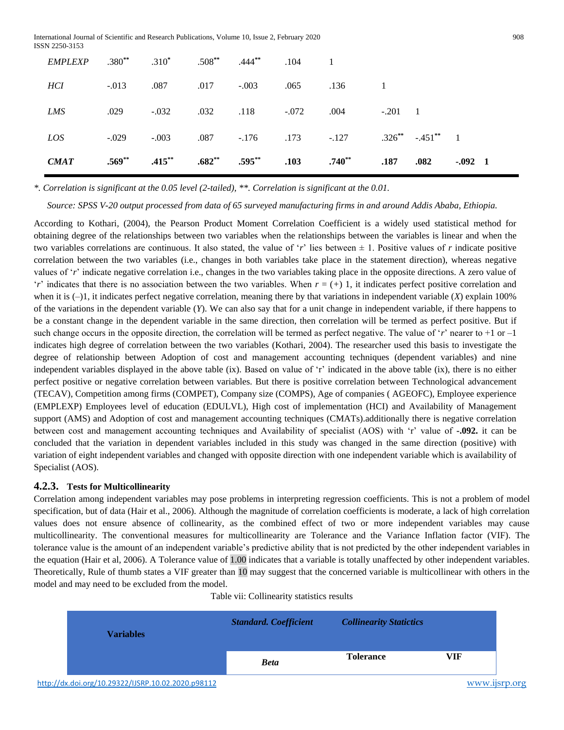| | | | | | | | | | | |
|---|---|---|---|---|---|---|---|---|---|---|
| *EMPLEXP* | .380** | .310* | .508** | .444** | .104 | 1 | | | | |
| *HCI* | -.013 | .087 | .017 | -.003 | .065 | .136 | 1 | | | |
| *LMS* | .029 | -.032 | .032 | .118 | -.072 | .004 | -.201 | 1 | | |
| *LOS* | -.029 | -.003 | .087 | -.176 | .173 | -.127 | .326** | -.451** | 1 | |
| ***CMAT*** | **.569**** | **.415**** | **.682**** | **.595**** | **.103** | **.740**** | **.187** | **.082** | **-.092** | **1** |

*\*. Correlation is significant at the 0.05 level (2-tailed), \*\*. Correlation is significant at the 0.01.*

*Source: SPSS V-20 output processed from data of 65 surveyed manufacturing firms in and around Addis Ababa, Ethiopia.*

According to Kothari, (2004), the Pearson Product Moment Correlation Coefficient is a widely used statistical method for obtaining degree of the relationships between two variables when the relationships between the variables is linear and when the two variables correlations are continuous. It also stated, the value of '*r*' lies between ± 1. Positive values of *r* indicate positive correlation between the two variables (i.e., changes in both variables take place in the statement direction), whereas negative values of '*r*' indicate negative correlation i.e., changes in the two variables taking place in the opposite directions. A zero value of '*r*' indicates that there is no association between the two variables. When *r* = (+) 1, it indicates perfect positive correlation and when it is (–)1, it indicates perfect negative correlation, meaning there by that variations in independent variable (*X*) explain 100% of the variations in the dependent variable (*Y*). We can also say that for a unit change in independent variable, if there happens to be a constant change in the dependent variable in the same direction, then correlation will be termed as perfect positive. But if such change occurs in the opposite direction, the correlation will be termed as perfect negative. The value of '*r*' nearer to +1 or –1 indicates high degree of correlation between the two variables (Kothari, 2004). The researcher used this basis to investigate the degree of relationship between Adoption of cost and management accounting techniques (dependent variables) and nine independent variables displayed in the above table (ix). Based on value of 'r' indicated in the above table (ix), there is no either perfect positive or negative correlation between variables. But there is positive correlation between Technological advancement (TECAV), Competition among firms (COMPET), Company size (COMPS), Age of companies ( AGEOFC), Employee experience (EMPLEXP) Employees level of education (EDULVL), High cost of implementation (HCI) and Availability of Management support (AMS) and Adoption of cost and management accounting techniques (CMATs).additionally there is negative correlation between cost and management accounting techniques and Availability of specialist (AOS) with 'r' value of **-.092.** it can be concluded that the variation in dependent variables included in this study was changed in the same direction (positive) with variation of eight independent variables and changed with opposite direction with one independent variable which is availability of Specialist (AOS).

### 4.2.3. Tests for Multicollinearity

Correlation among independent variables may pose problems in interpreting regression coefficients. This is not a problem of model specification, but of data (Hair et al., 2006). Although the magnitude of correlation coefficients is moderate, a lack of high correlation values does not ensure absence of collinearity, as the combined effect of two or more independent variables may cause multicollinearity. The conventional measures for multicollinearity are Tolerance and the Variance Inflation factor (VIF). The tolerance value is the amount of an independent variable's predictive ability that is not predicted by the other independent variables in the equation (Hair et al, 2006). A Tolerance value of 1.00 indicates that a variable is totally unaffected by other independent variables. Theoretically, Rule of thumb states a VIF greater than 10 may suggest that the concerned variable is multicollinear with others in the model and may need to be excluded from the model.

Table vii: Collinearity statistics results

| Variables | *Standard. Coefficient* | *Collinearity Statictics* | |
|---|---|---|---|
| | ***Beta*** | **Tolerance** | **VIF** |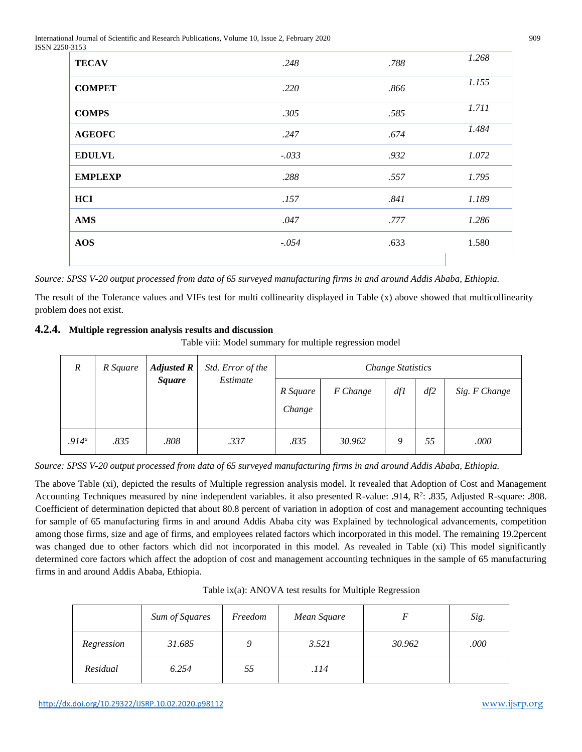| | | | |
|---|---|---|---|
| **TECAV** | .248 | .788 | 1.268 |
| **COMPET** | .220 | .866 | 1.155 |
| **COMPS** | .305 | .585 | 1.711 |
| **AGEOFC** | .247 | .674 | 1.484 |
| **EDULVL** | -.033 | .932 | 1.072 |
| **EMPLEXP** | .288 | .557 | 1.795 |
| **HCI** | .157 | .841 | 1.189 |
| **AMS** | .047 | .777 | 1.286 |
| **AOS** | -.054 | .633 | 1.580 |

*Source: SPSS V-20 output processed from data of 65 surveyed manufacturing firms in and around Addis Ababa, Ethiopia.*

The result of the Tolerance values and VIFs test for multi collinearity displayed in Table (x) above showed that multicollinearity problem does not exist.

### 4.2.4. Multiple regression analysis results and discussion

Table viii: Model summary for multiple regression model

| *R* | *R Square* | ***Adjusted R Square*** | *Std. Error of the Estimate* | *Change Statistics* | | | | |
|---|---|---|---|---|---|---|---|---|
| | | | | *R Square Change* | *F Change* | *df1* | *df2* | *Sig. F Change* |
| *.914[a]* | *.835* | *.808* | *.337* | *.835* | *30.962* | *9* | *55* | *.000* |

*Source: SPSS V-20 output processed from data of 65 surveyed manufacturing firms in and around Addis Ababa, Ethiopia.*

The above Table (xi), depicted the results of Multiple regression analysis model. It revealed that Adoption of Cost and Management Accounting Techniques measured by nine independent variables. it also presented R-value: **.**914, $R^2$: **.**835, Adjusted R-square: **.**808. Coefficient of determination depicted that about 80.8 percent of variation in adoption of cost and management accounting techniques for sample of 65 manufacturing firms in and around Addis Ababa city was Explained by technological advancements, competition among those firms, size and age of firms, and employees related factors which incorporated in this model. The remaining 19.2percent was changed due to other factors which did not incorporated in this model. As revealed in Table (xi) This model significantly determined core factors which affect the adoption of cost and management accounting techniques in the sample of 65 manufacturing firms in and around Addis Ababa, Ethiopia.

Table ix(a): ANOVA test results for Multiple Regression

| | *Sum of Squares* | *Freedom* | *Mean Square* | *F* | *Sig.* |
|---|---|---|---|---|---|
| *Regression* | *31.685* | *9* | *3.521* | *30.962* | *.000* |
| *Residual* | *6.254* | *55* | *.114* | | |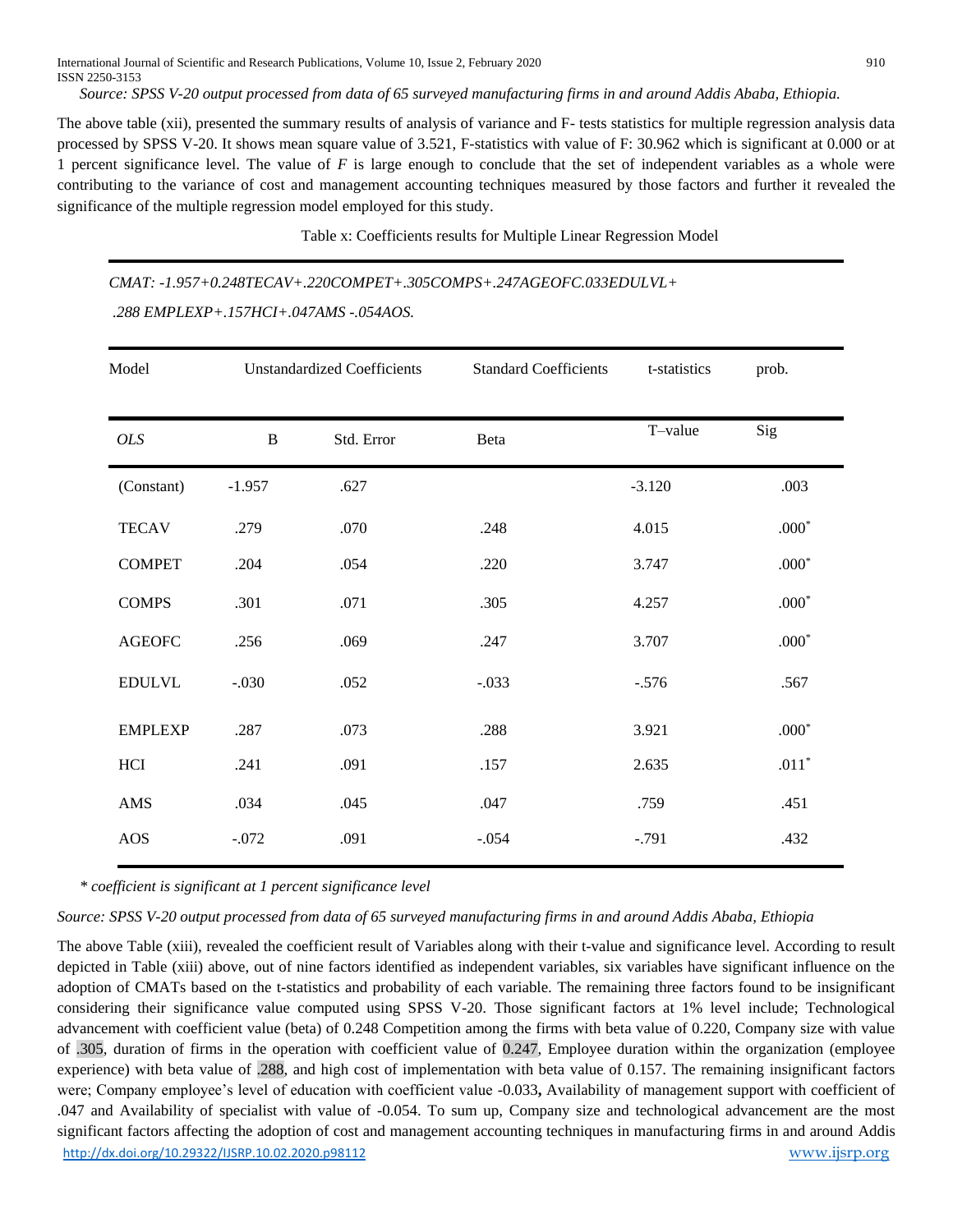*Source: SPSS V-20 output processed from data of 65 surveyed manufacturing firms in and around Addis Ababa, Ethiopia.*

The above table (xii), presented the summary results of analysis of variance and F- tests statistics for multiple regression analysis data processed by SPSS V-20. It shows mean square value of 3.521, F-statistics with value of F: 30.962 which is significant at 0.000 or at 1 percent significance level. The value of *F* is large enough to conclude that the set of independent variables as a whole were contributing to the variance of cost and management accounting techniques measured by those factors and further it revealed the significance of the multiple regression model employed for this study.

Table x: Coefficients results for Multiple Linear Regression Model

*CMAT: -1.957+0.248TECAV+.220COMPET+.305COMPS+.247AGEOFC.033EDULVL+ .288 EMPLEXP+.157HCI+.047AMS -.054AOS.*

| Model | Unstandardized Coefficients | | Standard Coefficients | t-statistics | prob. |
|---|---|---|---|---|---|
| *OLS* | B | Std. Error | Beta | T–value | Sig |
| (Constant) | -1.957 | .627 | | -3.120 | .003 |
| TECAV | .279 | .070 | .248 | 4.015 | .000* |
| COMPET | .204 | .054 | .220 | 3.747 | .000* |
| COMPS | .301 | .071 | .305 | 4.257 | .000* |
| AGEOFC | .256 | .069 | .247 | 3.707 | .000* |
| EDULVL | -.030 | .052 | -.033 | -.576 | .567 |
| EMPLEXP | .287 | .073 | .288 | 3.921 | .000* |
| HCI | .241 | .091 | .157 | 2.635 | .011* |
| AMS | .034 | .045 | .047 | .759 | .451 |
| AOS | -.072 | .091 | -.054 | -.791 | .432 |

\* *coefficient is significant at 1 percent significance level*

*Source: SPSS V-20 output processed from data of 65 surveyed manufacturing firms in and around Addis Ababa, Ethiopia*

The above Table (xiii), revealed the coefficient result of Variables along with their t-value and significance level. According to result depicted in Table (xiii) above, out of nine factors identified as independent variables, six variables have significant influence on the adoption of CMATs based on the t-statistics and probability of each variable. The remaining three factors found to be insignificant considering their significance value computed using SPSS V-20. Those significant factors at 1% level include; Technological advancement with coefficient value (beta) of 0.248 Competition among the firms with beta value of 0.220, Company size with value of .305, duration of firms in the operation with coefficient value of 0.247, Employee duration within the organization (employee experience) with beta value of .288, and high cost of implementation with beta value of 0.157. The remaining insignificant factors were; Company employee's level of education with coefficient value -0.033**,** Availability of management support with coefficient of .047 and Availability of specialist with value of -0.054. To sum up, Company size and technological advancement are the most significant factors affecting the adoption of cost and management accounting techniques in manufacturing firms in and around Addis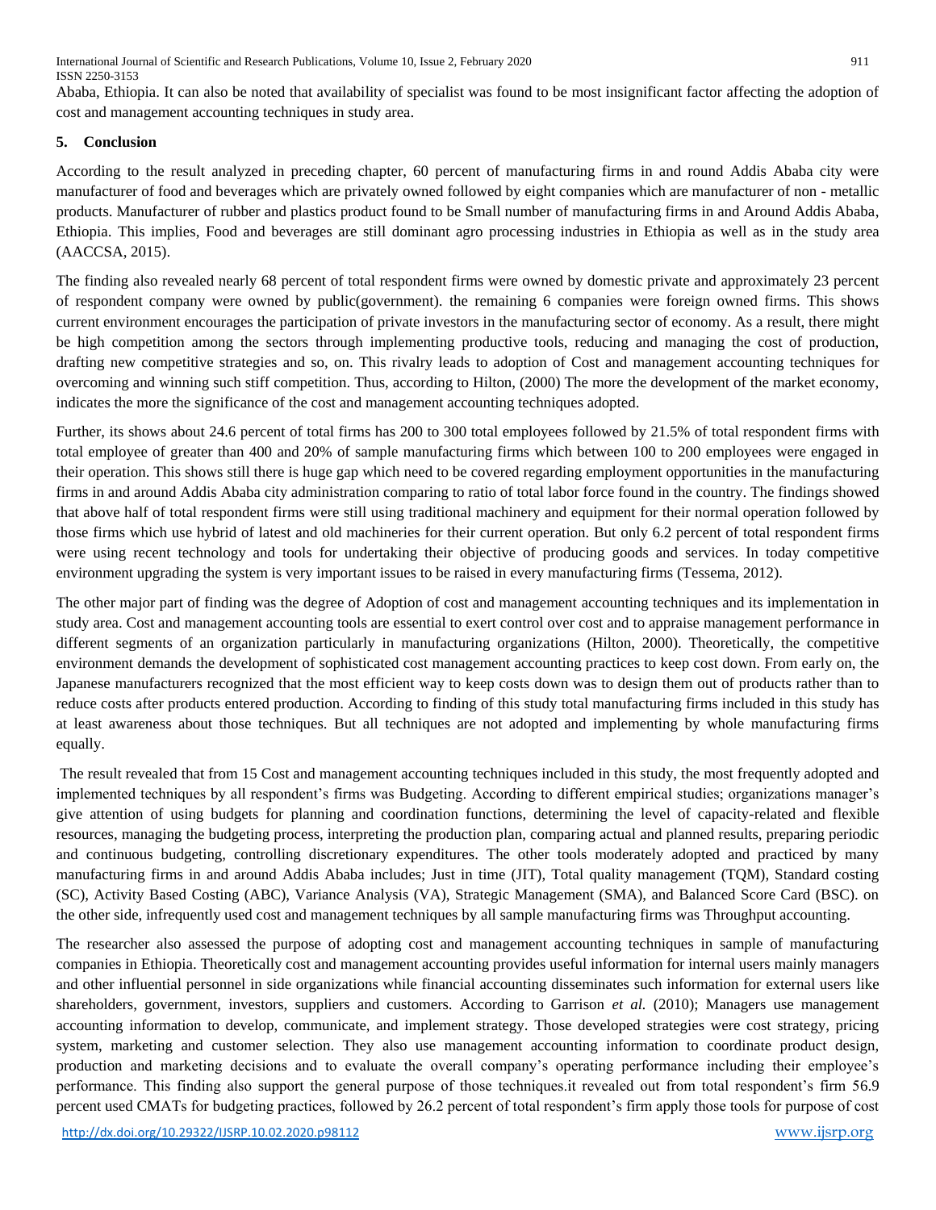Ababa, Ethiopia. It can also be noted that availability of specialist was found to be most insignificant factor affecting the adoption of cost and management accounting techniques in study area.

## 5. Conclusion

According to the result analyzed in preceding chapter, 60 percent of manufacturing firms in and round Addis Ababa city were manufacturer of food and beverages which are privately owned followed by eight companies which are manufacturer of non - metallic products. Manufacturer of rubber and plastics product found to be Small number of manufacturing firms in and Around Addis Ababa, Ethiopia. This implies, Food and beverages are still dominant agro processing industries in Ethiopia as well as in the study area (AACCSA, 2015).

The finding also revealed nearly 68 percent of total respondent firms were owned by domestic private and approximately 23 percent of respondent company were owned by public(government). the remaining 6 companies were foreign owned firms. This shows current environment encourages the participation of private investors in the manufacturing sector of economy. As a result, there might be high competition among the sectors through implementing productive tools, reducing and managing the cost of production, drafting new competitive strategies and so, on. This rivalry leads to adoption of Cost and management accounting techniques for overcoming and winning such stiff competition. Thus, according to Hilton, (2000) The more the development of the market economy, indicates the more the significance of the cost and management accounting techniques adopted.

Further, its shows about 24.6 percent of total firms has 200 to 300 total employees followed by 21.5% of total respondent firms with total employee of greater than 400 and 20% of sample manufacturing firms which between 100 to 200 employees were engaged in their operation. This shows still there is huge gap which need to be covered regarding employment opportunities in the manufacturing firms in and around Addis Ababa city administration comparing to ratio of total labor force found in the country. The findings showed that above half of total respondent firms were still using traditional machinery and equipment for their normal operation followed by those firms which use hybrid of latest and old machineries for their current operation. But only 6.2 percent of total respondent firms were using recent technology and tools for undertaking their objective of producing goods and services. In today competitive environment upgrading the system is very important issues to be raised in every manufacturing firms (Tessema, 2012).

The other major part of finding was the degree of Adoption of cost and management accounting techniques and its implementation in study area. Cost and management accounting tools are essential to exert control over cost and to appraise management performance in different segments of an organization particularly in manufacturing organizations (Hilton, 2000). Theoretically, the competitive environment demands the development of sophisticated cost management accounting practices to keep cost down. From early on, the Japanese manufacturers recognized that the most efficient way to keep costs down was to design them out of products rather than to reduce costs after products entered production. According to finding of this study total manufacturing firms included in this study has at least awareness about those techniques. But all techniques are not adopted and implementing by whole manufacturing firms equally.

The result revealed that from 15 Cost and management accounting techniques included in this study, the most frequently adopted and implemented techniques by all respondent's firms was Budgeting. According to different empirical studies; organizations manager's give attention of using budgets for planning and coordination functions, determining the level of capacity-related and flexible resources, managing the budgeting process, interpreting the production plan, comparing actual and planned results, preparing periodic and continuous budgeting, controlling discretionary expenditures. The other tools moderately adopted and practiced by many manufacturing firms in and around Addis Ababa includes; Just in time (JIT), Total quality management (TQM), Standard costing (SC), Activity Based Costing (ABC), Variance Analysis (VA), Strategic Management (SMA), and Balanced Score Card (BSC). on the other side, infrequently used cost and management techniques by all sample manufacturing firms was Throughput accounting.

The researcher also assessed the purpose of adopting cost and management accounting techniques in sample of manufacturing companies in Ethiopia. Theoretically cost and management accounting provides useful information for internal users mainly managers and other influential personnel in side organizations while financial accounting disseminates such information for external users like shareholders, government, investors, suppliers and customers. According to Garrison *et al.* (2010); Managers use management accounting information to develop, communicate, and implement strategy. Those developed strategies were cost strategy, pricing system, marketing and customer selection. They also use management accounting information to coordinate product design, production and marketing decisions and to evaluate the overall company's operating performance including their employee's performance. This finding also support the general purpose of those techniques.it revealed out from total respondent's firm 56.9 percent used CMATs for budgeting practices, followed by 26.2 percent of total respondent's firm apply those tools for purpose of cost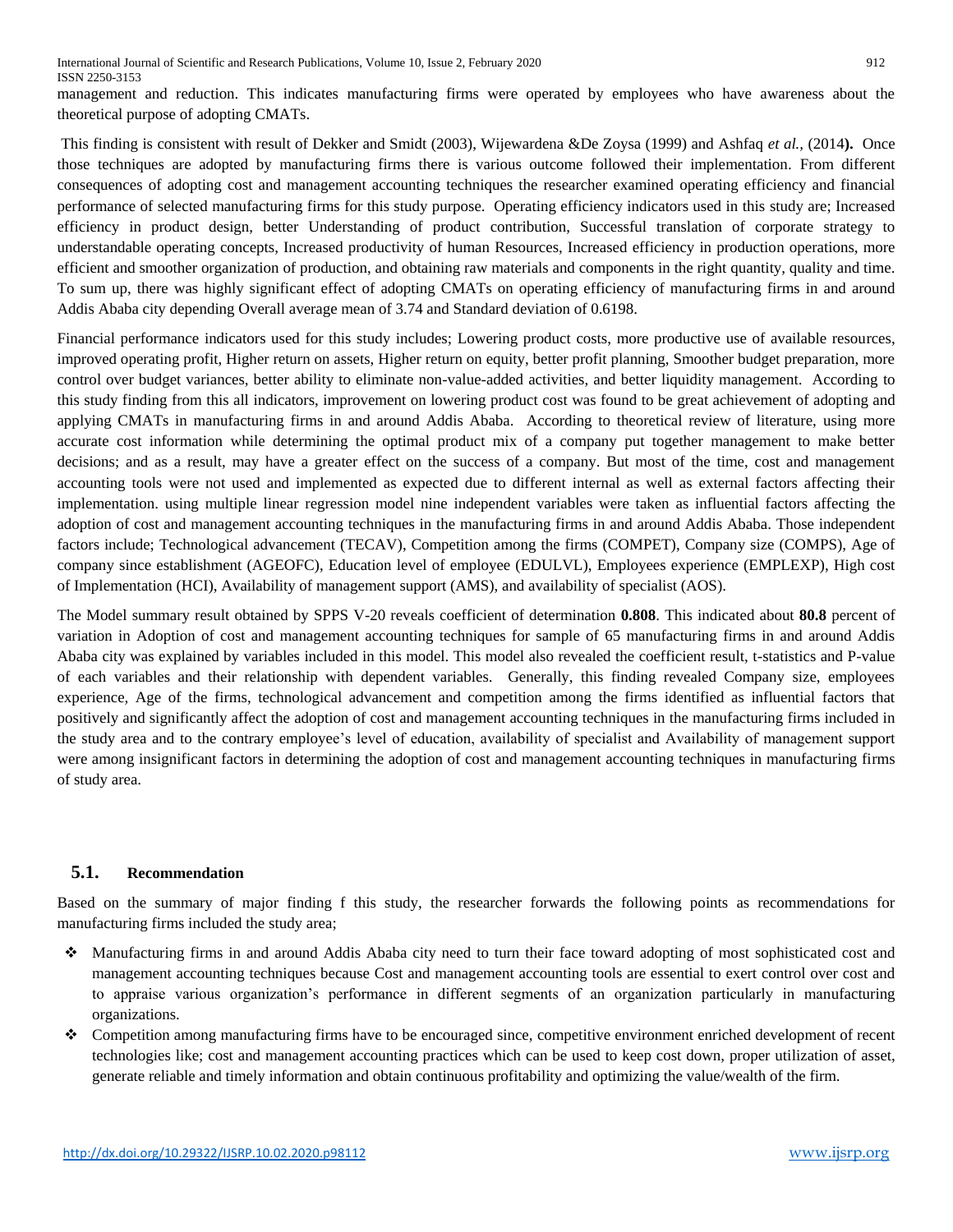management and reduction. This indicates manufacturing firms were operated by employees who have awareness about the theoretical purpose of adopting CMATs.

This finding is consistent with result of Dekker and Smidt (2003), Wijewardena &De Zoysa (1999) and Ashfaq *et al.*, (2014**).** Once those techniques are adopted by manufacturing firms there is various outcome followed their implementation. From different consequences of adopting cost and management accounting techniques the researcher examined operating efficiency and financial performance of selected manufacturing firms for this study purpose. Operating efficiency indicators used in this study are; Increased efficiency in product design, better Understanding of product contribution, Successful translation of corporate strategy to understandable operating concepts, Increased productivity of human Resources, Increased efficiency in production operations, more efficient and smoother organization of production, and obtaining raw materials and components in the right quantity, quality and time. To sum up, there was highly significant effect of adopting CMATs on operating efficiency of manufacturing firms in and around Addis Ababa city depending Overall average mean of 3.74 and Standard deviation of 0.6198.

Financial performance indicators used for this study includes; Lowering product costs, more productive use of available resources, improved operating profit, Higher return on assets, Higher return on equity, better profit planning, Smoother budget preparation, more control over budget variances, better ability to eliminate non-value-added activities, and better liquidity management. According to this study finding from this all indicators, improvement on lowering product cost was found to be great achievement of adopting and applying CMATs in manufacturing firms in and around Addis Ababa. According to theoretical review of literature, using more accurate cost information while determining the optimal product mix of a company put together management to make better decisions; and as a result, may have a greater effect on the success of a company. But most of the time, cost and management accounting tools were not used and implemented as expected due to different internal as well as external factors affecting their implementation. using multiple linear regression model nine independent variables were taken as influential factors affecting the adoption of cost and management accounting techniques in the manufacturing firms in and around Addis Ababa. Those independent factors include; Technological advancement (TECAV), Competition among the firms (COMPET), Company size (COMPS), Age of company since establishment (AGEOFC), Education level of employee (EDULVL), Employees experience (EMPLEXP), High cost of Implementation (HCI), Availability of management support (AMS), and availability of specialist (AOS).

The Model summary result obtained by SPPS V-20 reveals coefficient of determination **0.808**. This indicated about **80.8** percent of variation in Adoption of cost and management accounting techniques for sample of 65 manufacturing firms in and around Addis Ababa city was explained by variables included in this model. This model also revealed the coefficient result, t-statistics and P-value of each variables and their relationship with dependent variables. Generally, this finding revealed Company size, employees experience, Age of the firms, technological advancement and competition among the firms identified as influential factors that positively and significantly affect the adoption of cost and management accounting techniques in the manufacturing firms included in the study area and to the contrary employee's level of education, availability of specialist and Availability of management support were among insignificant factors in determining the adoption of cost and management accounting techniques in manufacturing firms of study area.

## 5.1. Recommendation

Based on the summary of major finding f this study, the researcher forwards the following points as recommendations for manufacturing firms included the study area;

- Manufacturing firms in and around Addis Ababa city need to turn their face toward adopting of most sophisticated cost and management accounting techniques because Cost and management accounting tools are essential to exert control over cost and to appraise various organization's performance in different segments of an organization particularly in manufacturing organizations.
- Competition among manufacturing firms have to be encouraged since, competitive environment enriched development of recent technologies like; cost and management accounting practices which can be used to keep cost down, proper utilization of asset, generate reliable and timely information and obtain continuous profitability and optimizing the value/wealth of the firm.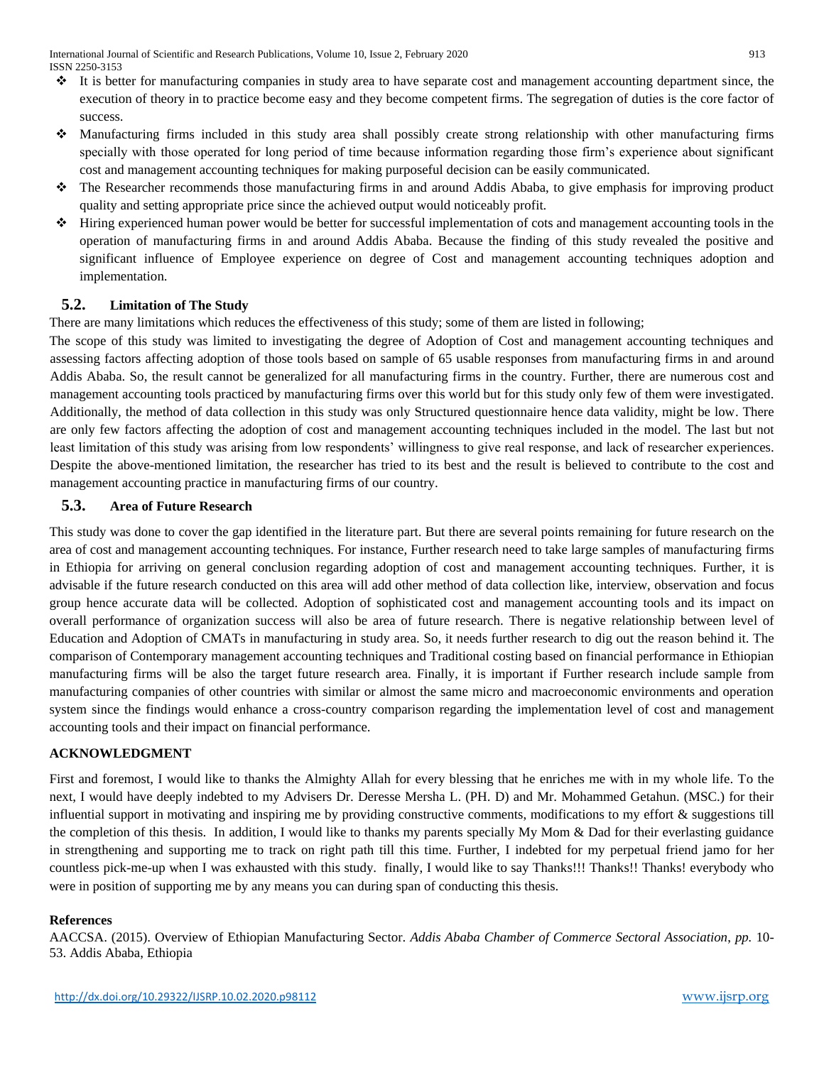- It is better for manufacturing companies in study area to have separate cost and management accounting department since, the execution of theory in to practice become easy and they become competent firms. The segregation of duties is the core factor of success.
- Manufacturing firms included in this study area shall possibly create strong relationship with other manufacturing firms specially with those operated for long period of time because information regarding those firm's experience about significant cost and management accounting techniques for making purposeful decision can be easily communicated.
- The Researcher recommends those manufacturing firms in and around Addis Ababa, to give emphasis for improving product quality and setting appropriate price since the achieved output would noticeably profit.
- Hiring experienced human power would be better for successful implementation of cots and management accounting tools in the operation of manufacturing firms in and around Addis Ababa. Because the finding of this study revealed the positive and significant influence of Employee experience on degree of Cost and management accounting techniques adoption and implementation.

## 5.2. Limitation of The Study

There are many limitations which reduces the effectiveness of this study; some of them are listed in following;

The scope of this study was limited to investigating the degree of Adoption of Cost and management accounting techniques and assessing factors affecting adoption of those tools based on sample of 65 usable responses from manufacturing firms in and around Addis Ababa. So, the result cannot be generalized for all manufacturing firms in the country. Further, there are numerous cost and management accounting tools practiced by manufacturing firms over this world but for this study only few of them were investigated. Additionally, the method of data collection in this study was only Structured questionnaire hence data validity, might be low. There are only few factors affecting the adoption of cost and management accounting techniques included in the model. The last but not least limitation of this study was arising from low respondents' willingness to give real response, and lack of researcher experiences. Despite the above-mentioned limitation, the researcher has tried to its best and the result is believed to contribute to the cost and management accounting practice in manufacturing firms of our country.

## 5.3. Area of Future Research

This study was done to cover the gap identified in the literature part. But there are several points remaining for future research on the area of cost and management accounting techniques. For instance, Further research need to take large samples of manufacturing firms in Ethiopia for arriving on general conclusion regarding adoption of cost and management accounting techniques. Further, it is advisable if the future research conducted on this area will add other method of data collection like, interview, observation and focus group hence accurate data will be collected. Adoption of sophisticated cost and management accounting tools and its impact on overall performance of organization success will also be area of future research. There is negative relationship between level of Education and Adoption of CMATs in manufacturing in study area. So, it needs further research to dig out the reason behind it. The comparison of Contemporary management accounting techniques and Traditional costing based on financial performance in Ethiopian manufacturing firms will be also the target future research area. Finally, it is important if Further research include sample from manufacturing companies of other countries with similar or almost the same micro and macroeconomic environments and operation system since the findings would enhance a cross-country comparison regarding the implementation level of cost and management accounting tools and their impact on financial performance.

## ACKNOWLEDGMENT

First and foremost, I would like to thanks the Almighty Allah for every blessing that he enriches me with in my whole life. To the next, I would have deeply indebted to my Advisers Dr. Deresse Mersha L. (PH. D) and Mr. Mohammed Getahun. (MSC.) for their influential support in motivating and inspiring me by providing constructive comments, modifications to my effort & suggestions till the completion of this thesis. In addition, I would like to thanks my parents specially My Mom & Dad for their everlasting guidance in strengthening and supporting me to track on right path till this time. Further, I indebted for my perpetual friend jamo for her countless pick-me-up when I was exhausted with this study. finally, I would like to say Thanks!!! Thanks!! Thanks! everybody who were in position of supporting me by any means you can during span of conducting this thesis.

## References

AACCSA. (2015). Overview of Ethiopian Manufacturing Sector. *Addis Ababa Chamber of Commerce Sectoral Association, pp.* 10-53. Addis Ababa, Ethiopia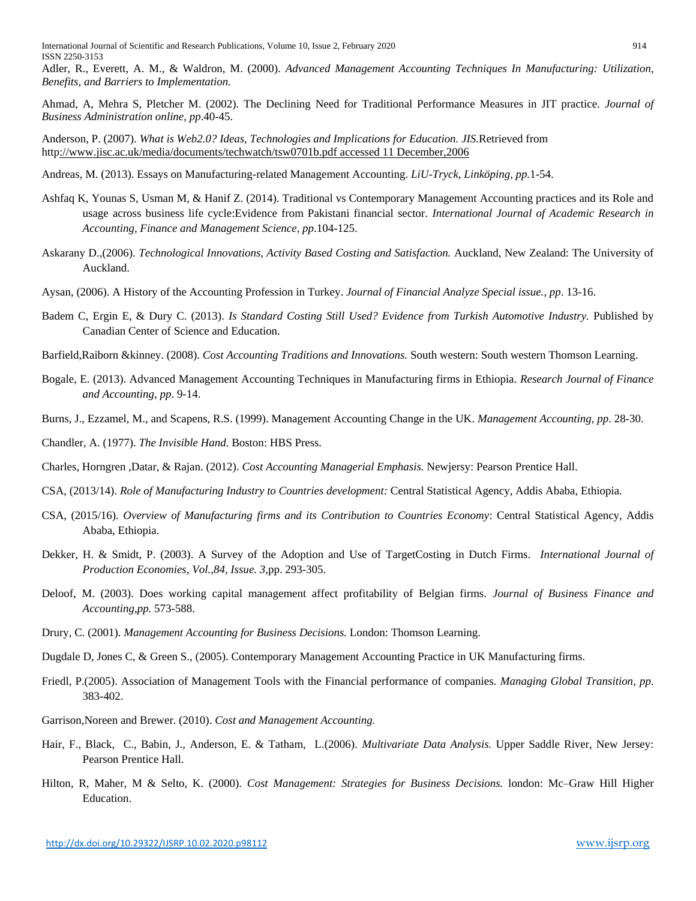Adler, R., Everett, A. M., & Waldron, M. (2000). *Advanced Management Accounting Techniques In Manufacturing: Utilization, Benefits, and Barriers to Implementation.*

Ahmad, A, Mehra S, Pletcher M. (2002). The Declining Need for Traditional Performance Measures in JIT practice. *Journal of Business Administration online, pp*.40-45.

Anderson, P. (2007). *What is Web2.0? Ideas, Technologies and Implications for Education. JIS.*Retrieved from http://www.jisc.ac.uk/media/documents/techwatch/tsw0701b.pdf accessed 11 December,2006

Andreas, M. (2013). Essays on Manufacturing-related Management Accounting. *LiU-Tryck, Linköping, pp.*1-54.

Ashfaq K, Younas S, Usman M, & Hanif Z. (2014). Traditional vs Contemporary Management Accounting practices and its Role and usage across business life cycle:Evidence from Pakistani financial sector. *International Journal of Academic Research in Accounting, Finance and Management Science, pp*.104-125.

Askarany D.,(2006). *Technological Innovations, Activity Based Costing and Satisfaction.* Auckland, New Zealand: The University of Auckland.

Aysan, (2006). A History of the Accounting Profession in Turkey. *Journal of Financial Analyze Special issue., pp*. 13-16.

Badem C, Ergin E, & Dury C. (2013). *Is Standard Costing Still Used? Evidence from Turkish Automotive Industry.* Published by Canadian Center of Science and Education.

Barfield,Raiborn &kinney. (2008). *Cost Accounting Traditions and Innovations.* South western: South western Thomson Learning.

Bogale, E. (2013). Advanced Management Accounting Techniques in Manufacturing firms in Ethiopia. *Research Journal of Finance and Accounting, pp*. 9-14.

Burns, J., Ezzamel, M., and Scapens, R.S. (1999). Management Accounting Change in the UK. *Management Accounting, pp*. 28-30.

Chandler, A. (1977). *The Invisible Hand.* Boston: HBS Press.

Charles, Horngren ,Datar, & Rajan. (2012). *Cost Accounting Managerial Emphasis.* Newjersy: Pearson Prentice Hall.

CSA, (2013/14). *Role of Manufacturing Industry to Countries development:* Central Statistical Agency, Addis Ababa, Ethiopia.

CSA, (2015/16). *Overview of Manufacturing firms and its Contribution to Countries Economy*: Central Statistical Agency, Addis Ababa, Ethiopia.

Dekker, H. & Smidt, P. (2003). A Survey of the Adoption and Use of TargetCosting in Dutch Firms. *International Journal of Production Economies, Vol.,84, Issue. 3,*pp. 293-305.

Deloof, M. (2003). Does working capital management affect profitability of Belgian firms. *Journal of Business Finance and Accounting,pp.* 573-588.

Drury, C. (2001). *Management Accounting for Business Decisions.* London: Thomson Learning.

Dugdale D, Jones C, & Green S., (2005). Contemporary Management Accounting Practice in UK Manufacturing firms.

Friedl, P.(2005). Association of Management Tools with the Financial performance of companies. *Managing Global Transition, pp*. 383-402.

Garrison,Noreen and Brewer. (2010). *Cost and Management Accounting.*

Hair, F., Black, C., Babin, J., Anderson, E. & Tatham, L.(2006). *Multivariate Data Analysis.* Upper Saddle River, New Jersey: Pearson Prentice Hall.

Hilton, R, Maher, M & Selto, K. (2000). *Cost Management: Strategies for Business Decisions.* london: Mc–Graw Hill Higher Education.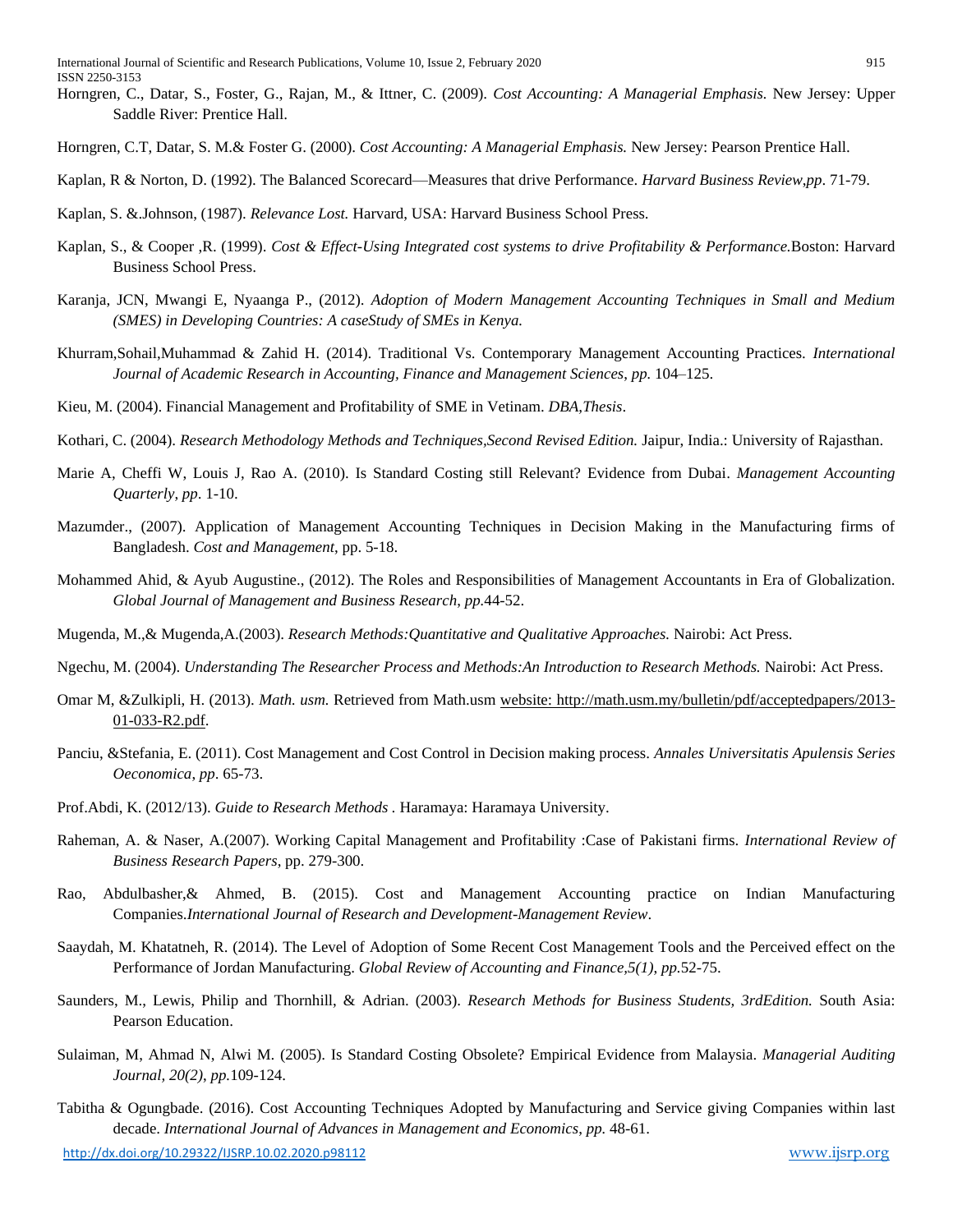Horngren, C., Datar, S., Foster, G., Rajan, M., & Ittner, C. (2009). *Cost Accounting: A Managerial Emphasis.* New Jersey: Upper Saddle River: Prentice Hall.

Horngren, C.T, Datar, S. M.& Foster G. (2000). *Cost Accounting: A Managerial Emphasis.* New Jersey: Pearson Prentice Hall.

Kaplan, R & Norton, D. (1992). The Balanced Scorecard—Measures that drive Performance. *Harvard Business Review,pp*. 71-79.

Kaplan, S. &.Johnson, (1987). *Relevance Lost.* Harvard, USA: Harvard Business School Press.

Kaplan, S., & Cooper ,R. (1999). *Cost & Effect-Using Integrated cost systems to drive Profitability & Performance.*Boston: Harvard Business School Press.

Karanja, JCN, Mwangi E, Nyaanga P., (2012). *Adoption of Modern Management Accounting Techniques in Small and Medium (SMES) in Developing Countries: A caseStudy of SMEs in Kenya.*

Khurram,Sohail,Muhammad & Zahid H. (2014). Traditional Vs. Contemporary Management Accounting Practices. *International Journal of Academic Research in Accounting, Finance and Management Sciences, pp.* 104–125.

Kieu, M. (2004). Financial Management and Profitability of SME in Vetinam. *DBA,Thesis*.

Kothari, C. (2004). *Research Methodology Methods and Techniques,Second Revised Edition.* Jaipur, India.: University of Rajasthan.

Marie A, Cheffi W, Louis J, Rao A. (2010). Is Standard Costing still Relevant? Evidence from Dubai. *Management Accounting Quarterly, pp*. 1-10.

Mazumder., (2007). Application of Management Accounting Techniques in Decision Making in the Manufacturing firms of Bangladesh. *Cost and Management*, pp. 5-18.

Mohammed Ahid, & Ayub Augustine., (2012). The Roles and Responsibilities of Management Accountants in Era of Globalization. *Global Journal of Management and Business Research, pp.*44-52.

Mugenda, M.,& Mugenda,A.(2003). *Research Methods:Quantitative and Qualitative Approaches.* Nairobi: Act Press.

Ngechu, M. (2004). *Understanding The Researcher Process and Methods:An Introduction to Research Methods.* Nairobi: Act Press.

Omar M, &Zulkipli, H. (2013). *Math. usm.* Retrieved from Math.usm website: http://math.usm.my/bulletin/pdf/acceptedpapers/2013-01-033-R2.pdf.

Panciu, &Stefania, E. (2011). Cost Management and Cost Control in Decision making process. *Annales Universitatis Apulensis Series Oeconomica, pp*. 65-73.

Prof.Abdi, K. (2012/13). *Guide to Research Methods* . Haramaya: Haramaya University.

Raheman, A. & Naser, A.(2007). Working Capital Management and Profitability :Case of Pakistani firms. *International Review of Business Research Papers*, pp. 279-300.

Rao, Abdulbasher,& Ahmed, B. (2015). Cost and Management Accounting practice on Indian Manufacturing Companies.*International Journal of Research and Development-Management Review*.

Saaydah, M. Khatatneh, R. (2014). The Level of Adoption of Some Recent Cost Management Tools and the Perceived effect on the Performance of Jordan Manufacturing. *Global Review of Accounting and Finance,5(1), pp.*52-75.

Saunders, M., Lewis, Philip and Thornhill, & Adrian. (2003). *Research Methods for Business Students, 3rdEdition.* South Asia: Pearson Education.

Sulaiman, M, Ahmad N, Alwi M. (2005). Is Standard Costing Obsolete? Empirical Evidence from Malaysia. *Managerial Auditing Journal, 20(2), pp.*109-124.

Tabitha & Ogungbade. (2016). Cost Accounting Techniques Adopted by Manufacturing and Service giving Companies within last decade. *International Journal of Advances in Management and Economics, pp.* 48-61.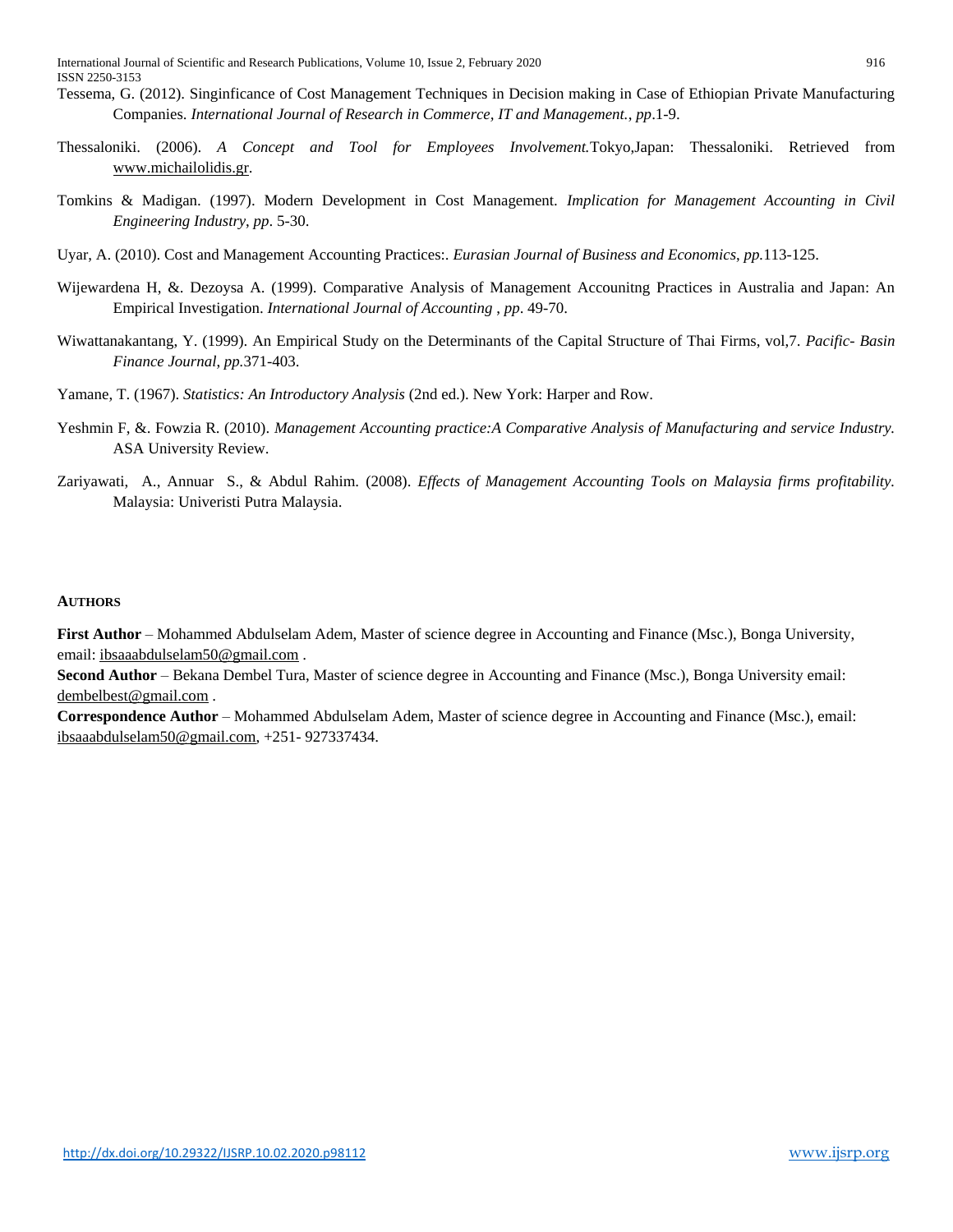Tessema, G. (2012). Singinficance of Cost Management Techniques in Decision making in Case of Ethiopian Private Manufacturing Companies. *International Journal of Research in Commerce, IT and Management.*, *pp*.1-9.

Thessaloniki. (2006). *A Concept and Tool for Employees Involvement.*Tokyo,Japan: Thessaloniki. Retrieved from www.michailolidis.gr.

Tomkins & Madigan. (1997). Modern Development in Cost Management. *Implication for Management Accounting in Civil Engineering Industry*, *pp*. 5-30.

Uyar, A. (2010). Cost and Management Accounting Practices:. *Eurasian Journal of Business and Economics*, *pp.*113-125.

Wijewardena H, &. Dezoysa A. (1999). Comparative Analysis of Management Accounitng Practices in Australia and Japan: An Empirical Investigation. *International Journal of Accounting* , *pp*. 49-70.

Wiwattanakantang, Y. (1999). An Empirical Study on the Determinants of the Capital Structure of Thai Firms, vol,7. *Pacific- Basin Finance Journal*, *pp.*371-403.

Yamane, T. (1967). *Statistics: An Introductory Analysis* (2nd ed.). New York: Harper and Row.

Yeshmin F, &. Fowzia R. (2010). *Management Accounting practice:A Comparative Analysis of Manufacturing and service Industry.* ASA University Review.

Zariyawati, A., Annuar S., & Abdul Rahim. (2008). *Effects of Management Accounting Tools on Malaysia firms profitability.* Malaysia: Univeristi Putra Malaysia.

## AUTHORS

**First Author** – Mohammed Abdulselam Adem, Master of science degree in Accounting and Finance (Msc.), Bonga University, email: ibsaaabdulselam50@gmail.com .

**Second Author** – Bekana Dembel Tura, Master of science degree in Accounting and Finance (Msc.), Bonga University email: dembelbest@gmail.com .

**Correspondence Author** – Mohammed Abdulselam Adem, Master of science degree in Accounting and Finance (Msc.), email: ibsaaabdulselam50@gmail.com, +251- 927337434.